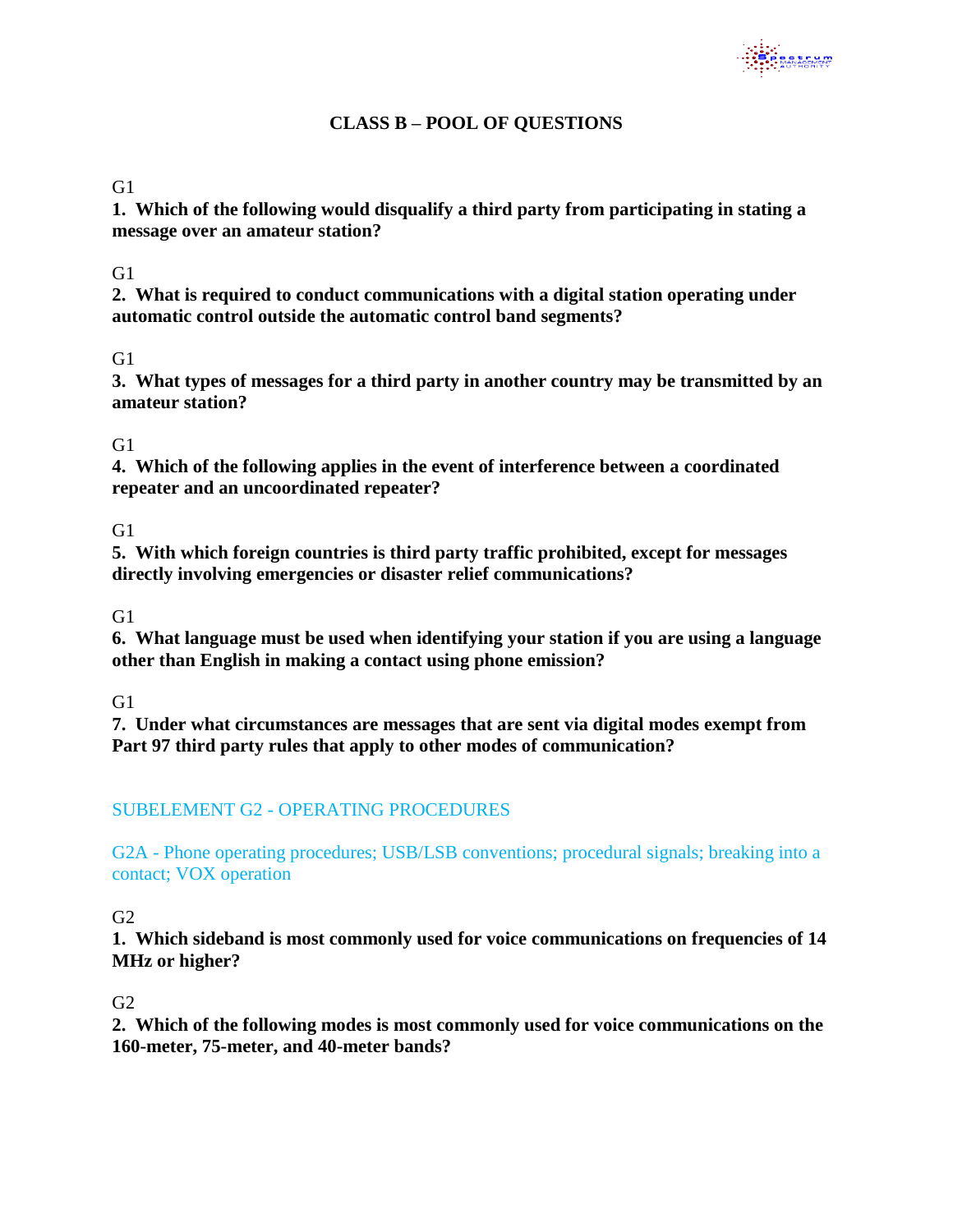# CLASS B – POOL OF QUESTIONS

G1

**1. Which of the following would disqualify a third party from participating in stating a message over an amateur station?**

G1

**2. What is required to conduct communications with a digital station operating under automatic control outside the automatic control band segments?**

G1

**3. What types of messages for a third party in another country may be transmitted by an amateur station?**

G1

**4. Which of the following applies in the event of interference between a coordinated repeater and an uncoordinated repeater?**

G1

**5. With which foreign countries is third party traffic prohibited, except for messages directly involving emergencies or disaster relief communications?**

G1

**6. What language must be used when identifying your station if you are using a language other than English in making a contact using phone emission?**

G1

**7. Under what circumstances are messages that are sent via digital modes exempt from Part 97 third party rules that apply to other modes of communication?**

## SUBELEMENT G2 - OPERATING PROCEDURES

### G2A - Phone operating procedures; USB/LSB conventions; procedural signals; breaking into a contact; VOX operation

G2

**1. Which sideband is most commonly used for voice communications on frequencies of 14 MHz or higher?**

G2

**2. Which of the following modes is most commonly used for voice communications on the 160-meter, 75-meter, and 40-meter bands?**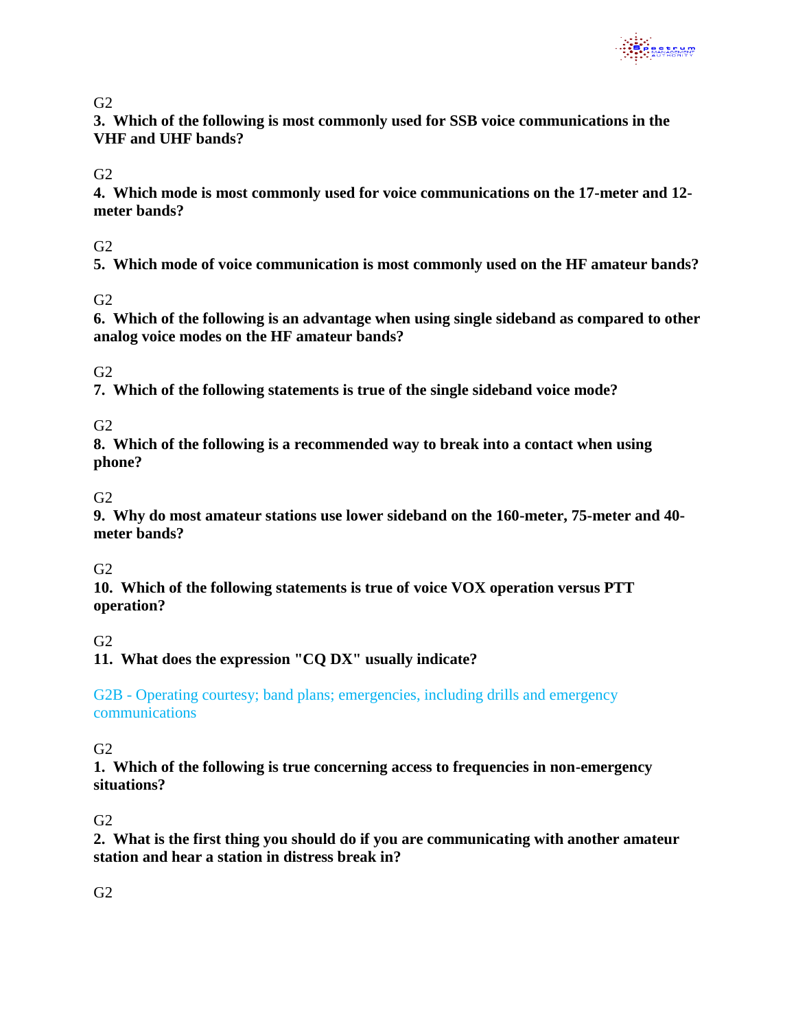G2

**3. Which of the following is most commonly used for SSB voice communications in the VHF and UHF bands?**

G2

**4. Which mode is most commonly used for voice communications on the 17-meter and 12-meter bands?**

G2

**5. Which mode of voice communication is most commonly used on the HF amateur bands?**

G2

**6. Which of the following is an advantage when using single sideband as compared to other analog voice modes on the HF amateur bands?**

G2

**7. Which of the following statements is true of the single sideband voice mode?**

G2

**8. Which of the following is a recommended way to break into a contact when using phone?**

G2

**9. Why do most amateur stations use lower sideband on the 160-meter, 75-meter and 40-meter bands?**

G2

**10. Which of the following statements is true of voice VOX operation versus PTT operation?**

G2

**11. What does the expression "CQ DX" usually indicate?**

G2B - Operating courtesy; band plans; emergencies, including drills and emergency communications

G2

**1. Which of the following is true concerning access to frequencies in non-emergency situations?**

G2

**2. What is the first thing you should do if you are communicating with another amateur station and hear a station in distress break in?**

G2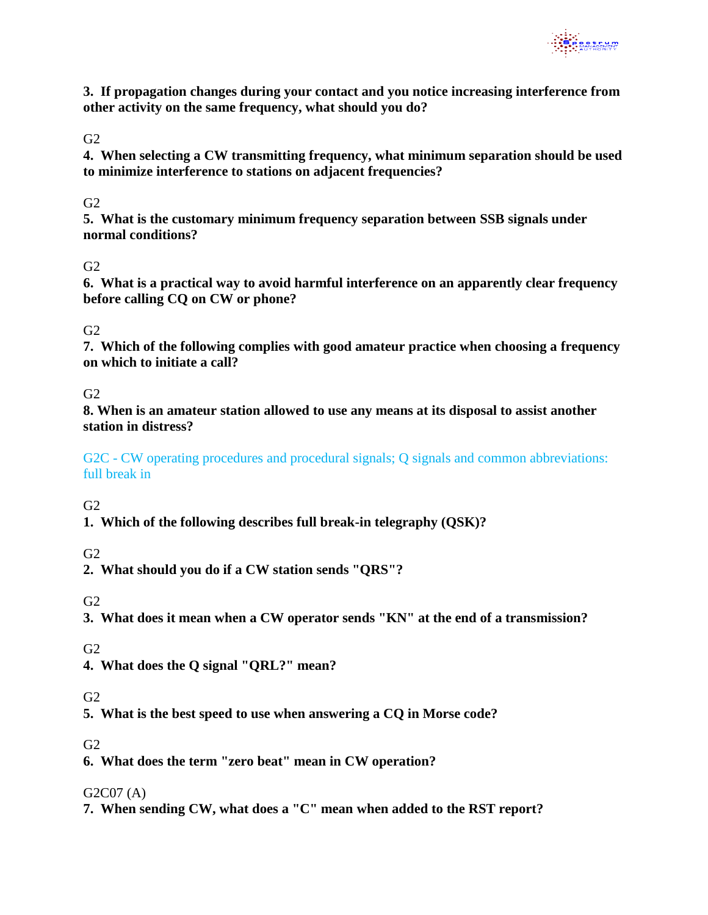**3. If propagation changes during your contact and you notice increasing interference from other activity on the same frequency, what should you do?**

G2

**4. When selecting a CW transmitting frequency, what minimum separation should be used to minimize interference to stations on adjacent frequencies?**

G2

**5. What is the customary minimum frequency separation between SSB signals under normal conditions?**

G2

**6. What is a practical way to avoid harmful interference on an apparently clear frequency before calling CQ on CW or phone?**

G2

**7. Which of the following complies with good amateur practice when choosing a frequency on which to initiate a call?**

G2

**8. When is an amateur station allowed to use any means at its disposal to assist another station in distress?**

G2C - CW operating procedures and procedural signals; Q signals and common abbreviations: full break in

G2

**1. Which of the following describes full break-in telegraphy (QSK)?**

G2

**2. What should you do if a CW station sends "QRS"?**

G2

**3. What does it mean when a CW operator sends "KN" at the end of a transmission?**

G2

**4. What does the Q signal "QRL?" mean?**

G2

**5. What is the best speed to use when answering a CQ in Morse code?**

G2

**6. What does the term "zero beat" mean in CW operation?**

G2C07 (A)

**7. When sending CW, what does a "C" mean when added to the RST report?**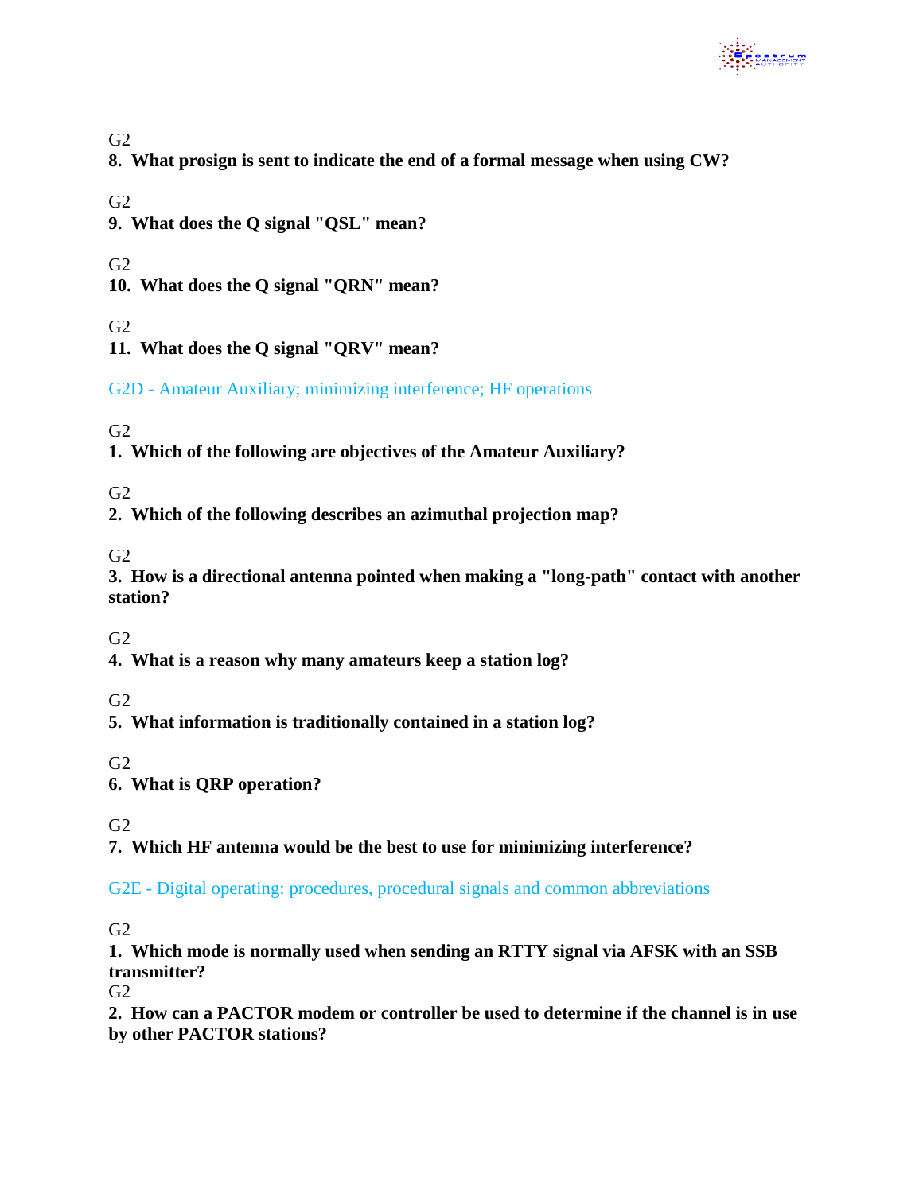G2

**8. What prosign is sent to indicate the end of a formal message when using CW?**

G2

**9. What does the Q signal "QSL" mean?**

G2

**10. What does the Q signal "QRN" mean?**

G2

**11. What does the Q signal "QRV" mean?**

## G2D - Amateur Auxiliary; minimizing interference; HF operations

G2

**1. Which of the following are objectives of the Amateur Auxiliary?**

G2

**2. Which of the following describes an azimuthal projection map?**

G2

**3. How is a directional antenna pointed when making a "long-path" contact with another station?**

G2

**4. What is a reason why many amateurs keep a station log?**

G2

**5. What information is traditionally contained in a station log?**

G2

**6. What is QRP operation?**

G2

**7. Which HF antenna would be the best to use for minimizing interference?**

## G2E - Digital operating: procedures, procedural signals and common abbreviations

G2

**1. Which mode is normally used when sending an RTTY signal via AFSK with an SSB transmitter?**

G2

**2. How can a PACTOR modem or controller be used to determine if the channel is in use by other PACTOR stations?**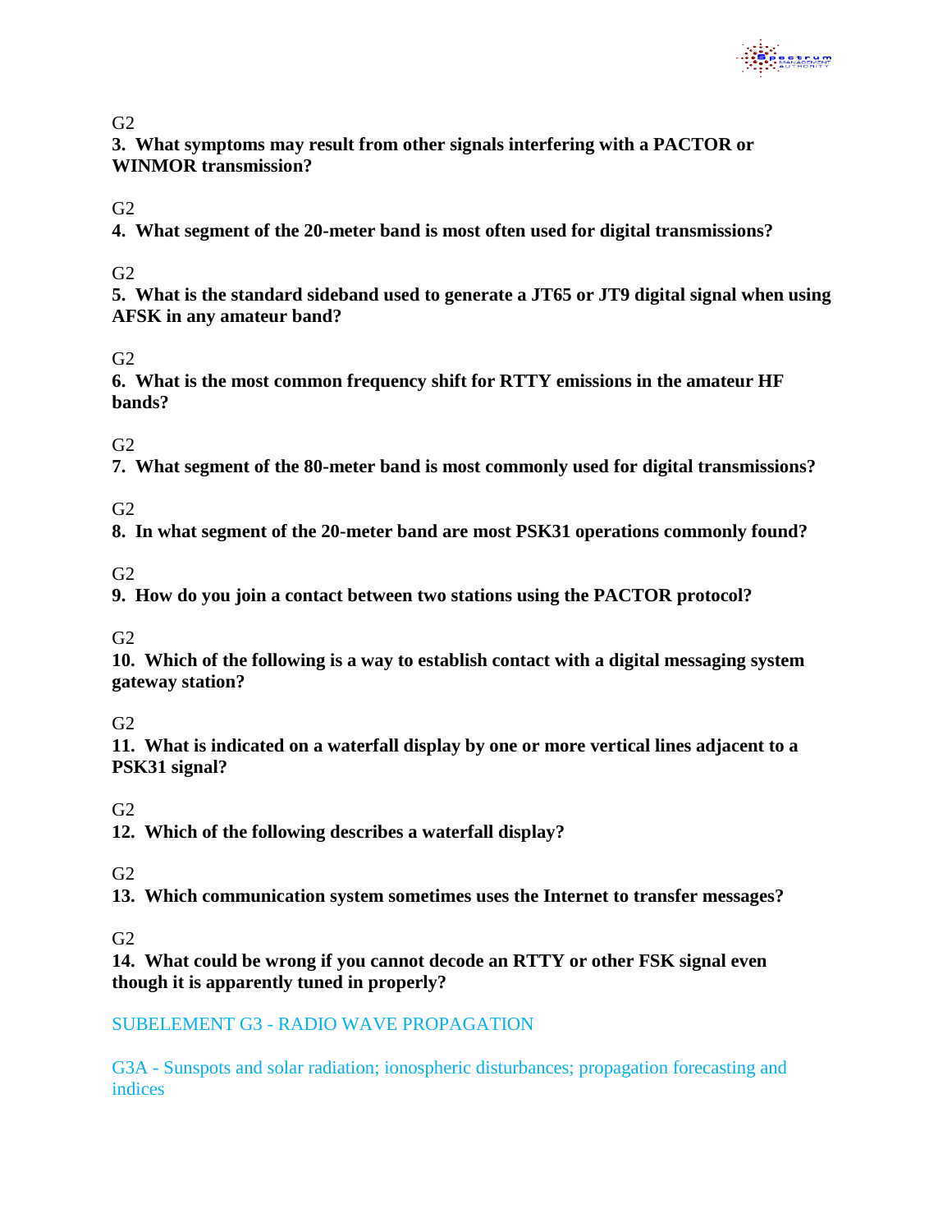G2

**3. What symptoms may result from other signals interfering with a PACTOR or WINMOR transmission?**

G2

**4. What segment of the 20-meter band is most often used for digital transmissions?**

G2

**5. What is the standard sideband used to generate a JT65 or JT9 digital signal when using AFSK in any amateur band?**

G2

**6. What is the most common frequency shift for RTTY emissions in the amateur HF bands?**

G2

**7. What segment of the 80-meter band is most commonly used for digital transmissions?**

G2

**8. In what segment of the 20-meter band are most PSK31 operations commonly found?**

G2

**9. How do you join a contact between two stations using the PACTOR protocol?**

G2

**10. Which of the following is a way to establish contact with a digital messaging system gateway station?**

G2

**11. What is indicated on a waterfall display by one or more vertical lines adjacent to a PSK31 signal?**

G2

**12. Which of the following describes a waterfall display?**

G2

**13. Which communication system sometimes uses the Internet to transfer messages?**

G2

**14. What could be wrong if you cannot decode an RTTY or other FSK signal even though it is apparently tuned in properly?**

## SUBELEMENT G3 - RADIO WAVE PROPAGATION

### G3A - Sunspots and solar radiation; ionospheric disturbances; propagation forecasting and indices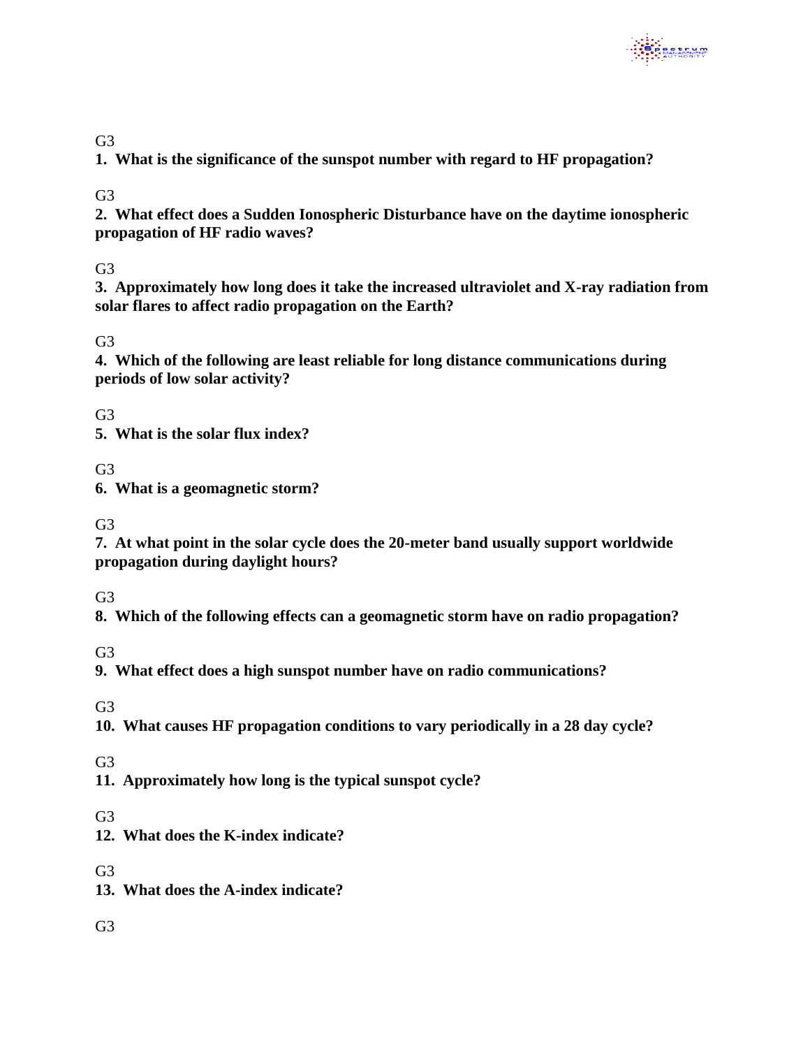G3

**1. What is the significance of the sunspot number with regard to HF propagation?**

G3

**2. What effect does a Sudden Ionospheric Disturbance have on the daytime ionospheric propagation of HF radio waves?**

G3

**3. Approximately how long does it take the increased ultraviolet and X-ray radiation from solar flares to affect radio propagation on the Earth?**

G3

**4. Which of the following are least reliable for long distance communications during periods of low solar activity?**

G3

**5. What is the solar flux index?**

G3

**6. What is a geomagnetic storm?**

G3

**7. At what point in the solar cycle does the 20-meter band usually support worldwide propagation during daylight hours?**

G3

**8. Which of the following effects can a geomagnetic storm have on radio propagation?**

G3

**9. What effect does a high sunspot number have on radio communications?**

G3

**10. What causes HF propagation conditions to vary periodically in a 28 day cycle?**

G3

**11. Approximately how long is the typical sunspot cycle?**

G3

**12. What does the K-index indicate?**

G3

**13. What does the A-index indicate?**

G3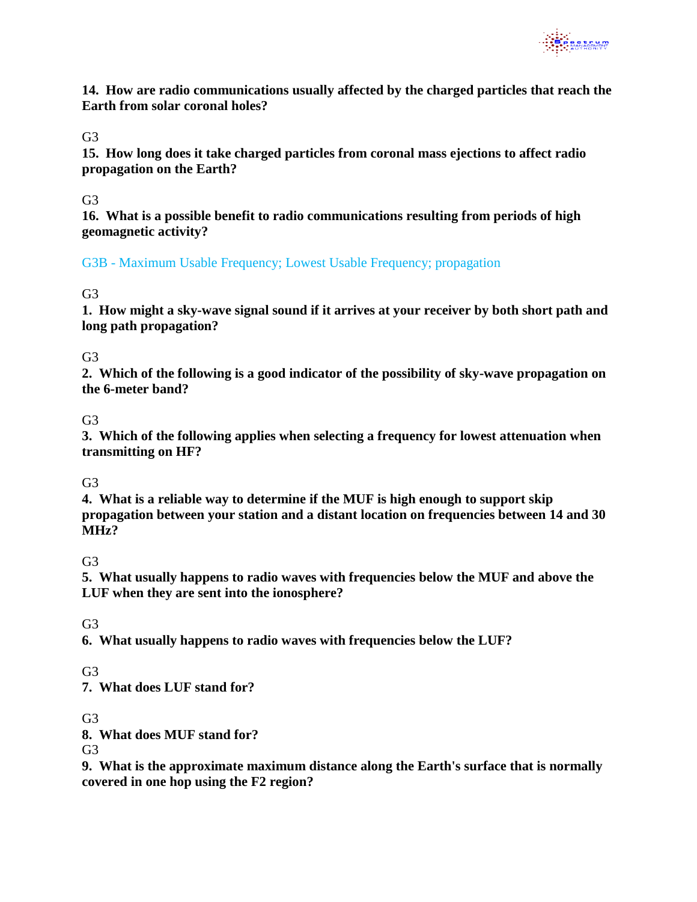**14. How are radio communications usually affected by the charged particles that reach the Earth from solar coronal holes?**

G3

**15. How long does it take charged particles from coronal mass ejections to affect radio propagation on the Earth?**

G3

**16. What is a possible benefit to radio communications resulting from periods of high geomagnetic activity?**

G3B - Maximum Usable Frequency; Lowest Usable Frequency; propagation

G3

**1. How might a sky-wave signal sound if it arrives at your receiver by both short path and long path propagation?**

G3

**2. Which of the following is a good indicator of the possibility of sky-wave propagation on the 6-meter band?**

G3

**3. Which of the following applies when selecting a frequency for lowest attenuation when transmitting on HF?**

G3

**4. What is a reliable way to determine if the MUF is high enough to support skip propagation between your station and a distant location on frequencies between 14 and 30 MHz?**

G3

**5. What usually happens to radio waves with frequencies below the MUF and above the LUF when they are sent into the ionosphere?**

G3

**6. What usually happens to radio waves with frequencies below the LUF?**

G3

**7. What does LUF stand for?**

G3

**8. What does MUF stand for?**

G3

**9. What is the approximate maximum distance along the Earth's surface that is normally covered in one hop using the F2 region?**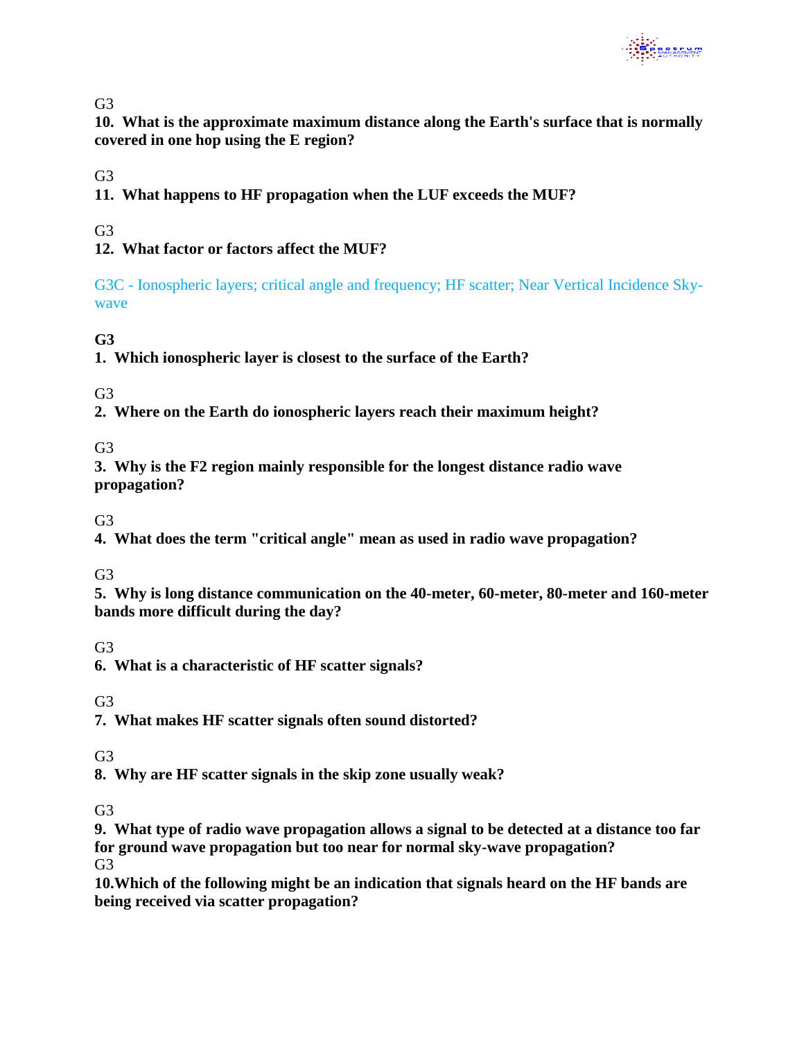G3

**10. What is the approximate maximum distance along the Earth's surface that is normally covered in one hop using the E region?**

G3

**11. What happens to HF propagation when the LUF exceeds the MUF?**

G3

**12. What factor or factors affect the MUF?**

G3C - Ionospheric layers; critical angle and frequency; HF scatter; Near Vertical Incidence Sky-wave

**G3**

**1. Which ionospheric layer is closest to the surface of the Earth?**

G3

**2. Where on the Earth do ionospheric layers reach their maximum height?**

G3

**3. Why is the F2 region mainly responsible for the longest distance radio wave propagation?**

G3

**4. What does the term "critical angle" mean as used in radio wave propagation?**

G3

**5. Why is long distance communication on the 40-meter, 60-meter, 80-meter and 160-meter bands more difficult during the day?**

G3

**6. What is a characteristic of HF scatter signals?**

G3

**7. What makes HF scatter signals often sound distorted?**

G3

**8. Why are HF scatter signals in the skip zone usually weak?**

G3

**9. What type of radio wave propagation allows a signal to be detected at a distance too far for ground wave propagation but too near for normal sky-wave propagation?**

G3

**10.Which of the following might be an indication that signals heard on the HF bands are being received via scatter propagation?**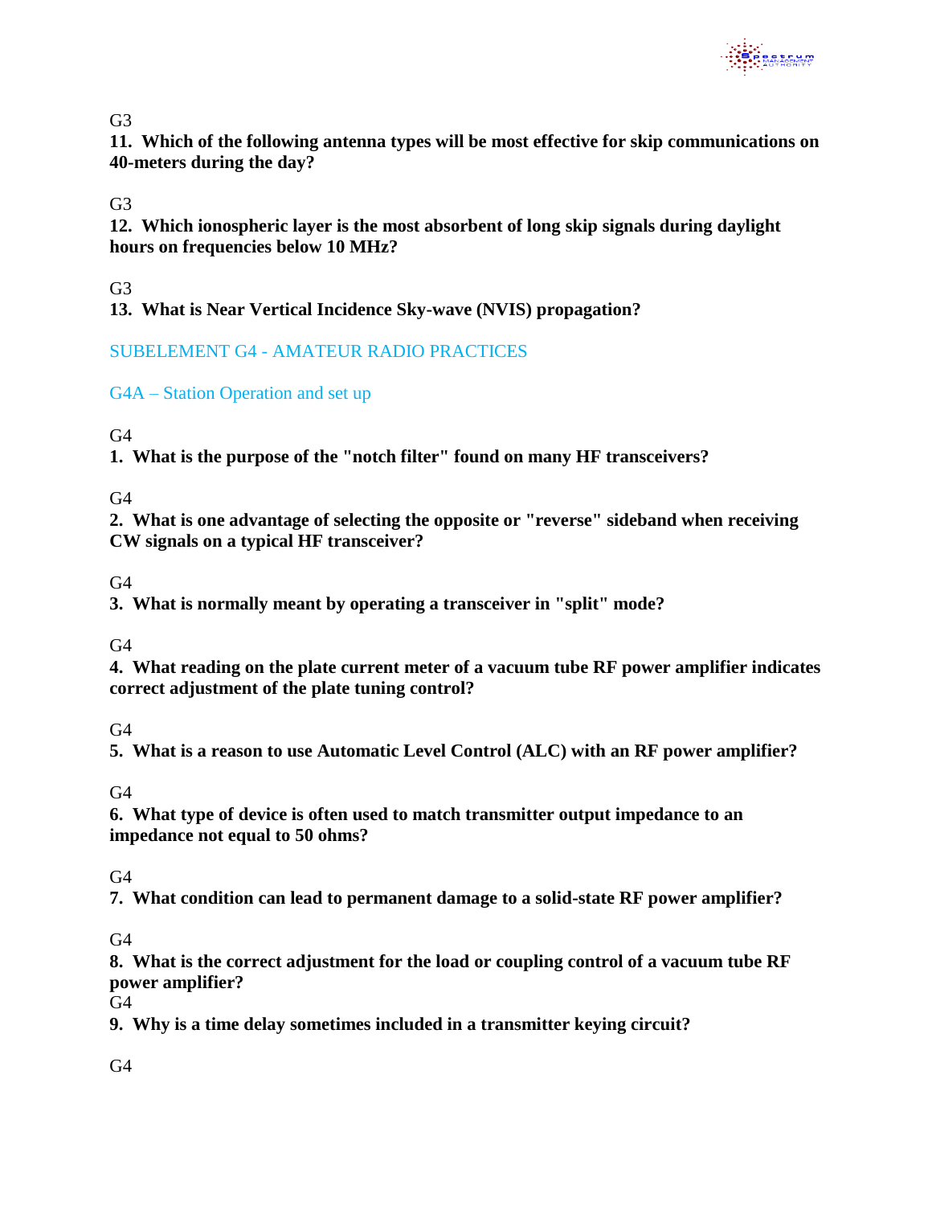G3

**11. Which of the following antenna types will be most effective for skip communications on 40-meters during the day?**

G3

**12. Which ionospheric layer is the most absorbent of long skip signals during daylight hours on frequencies below 10 MHz?**

G3

**13. What is Near Vertical Incidence Sky-wave (NVIS) propagation?**

## SUBELEMENT G4 - AMATEUR RADIO PRACTICES

### G4A – Station Operation and set up

G4

**1. What is the purpose of the "notch filter" found on many HF transceivers?**

G4

**2. What is one advantage of selecting the opposite or "reverse" sideband when receiving CW signals on a typical HF transceiver?**

G4

**3. What is normally meant by operating a transceiver in "split" mode?**

G4

**4. What reading on the plate current meter of a vacuum tube RF power amplifier indicates correct adjustment of the plate tuning control?**

G4

**5. What is a reason to use Automatic Level Control (ALC) with an RF power amplifier?**

G4

**6. What type of device is often used to match transmitter output impedance to an impedance not equal to 50 ohms?**

G4

**7. What condition can lead to permanent damage to a solid-state RF power amplifier?**

G4

**8. What is the correct adjustment for the load or coupling control of a vacuum tube RF power amplifier?**

G4

**9. Why is a time delay sometimes included in a transmitter keying circuit?**

G4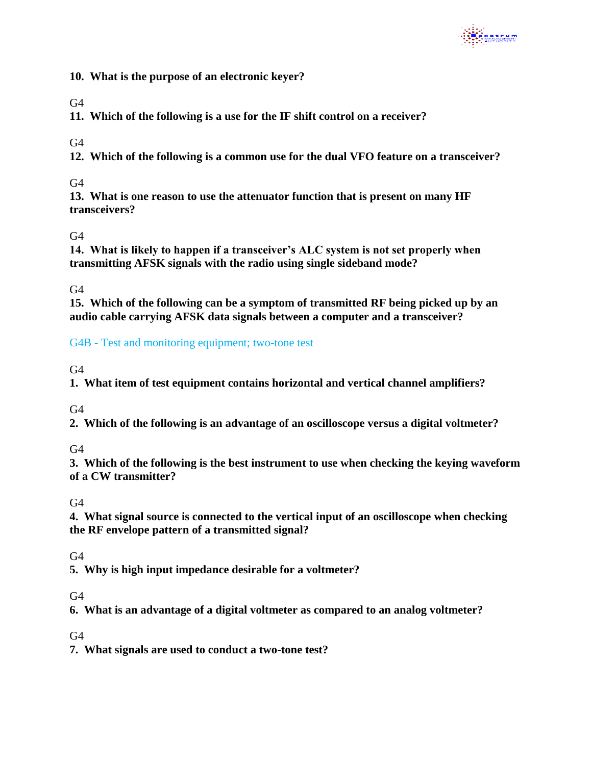**10. What is the purpose of an electronic keyer?**

G4

**11. Which of the following is a use for the IF shift control on a receiver?**

G4

**12. Which of the following is a common use for the dual VFO feature on a transceiver?**

G4

**13. What is one reason to use the attenuator function that is present on many HF transceivers?**

G4

**14. What is likely to happen if a transceiver's ALC system is not set properly when transmitting AFSK signals with the radio using single sideband mode?**

G4

**15. Which of the following can be a symptom of transmitted RF being picked up by an audio cable carrying AFSK data signals between a computer and a transceiver?**

## G4B - Test and monitoring equipment; two-tone test

G4

**1. What item of test equipment contains horizontal and vertical channel amplifiers?**

G4

**2. Which of the following is an advantage of an oscilloscope versus a digital voltmeter?**

G4

**3. Which of the following is the best instrument to use when checking the keying waveform of a CW transmitter?**

G4

**4. What signal source is connected to the vertical input of an oscilloscope when checking the RF envelope pattern of a transmitted signal?**

G4

**5. Why is high input impedance desirable for a voltmeter?**

G4

**6. What is an advantage of a digital voltmeter as compared to an analog voltmeter?**

G4

**7. What signals are used to conduct a two-tone test?**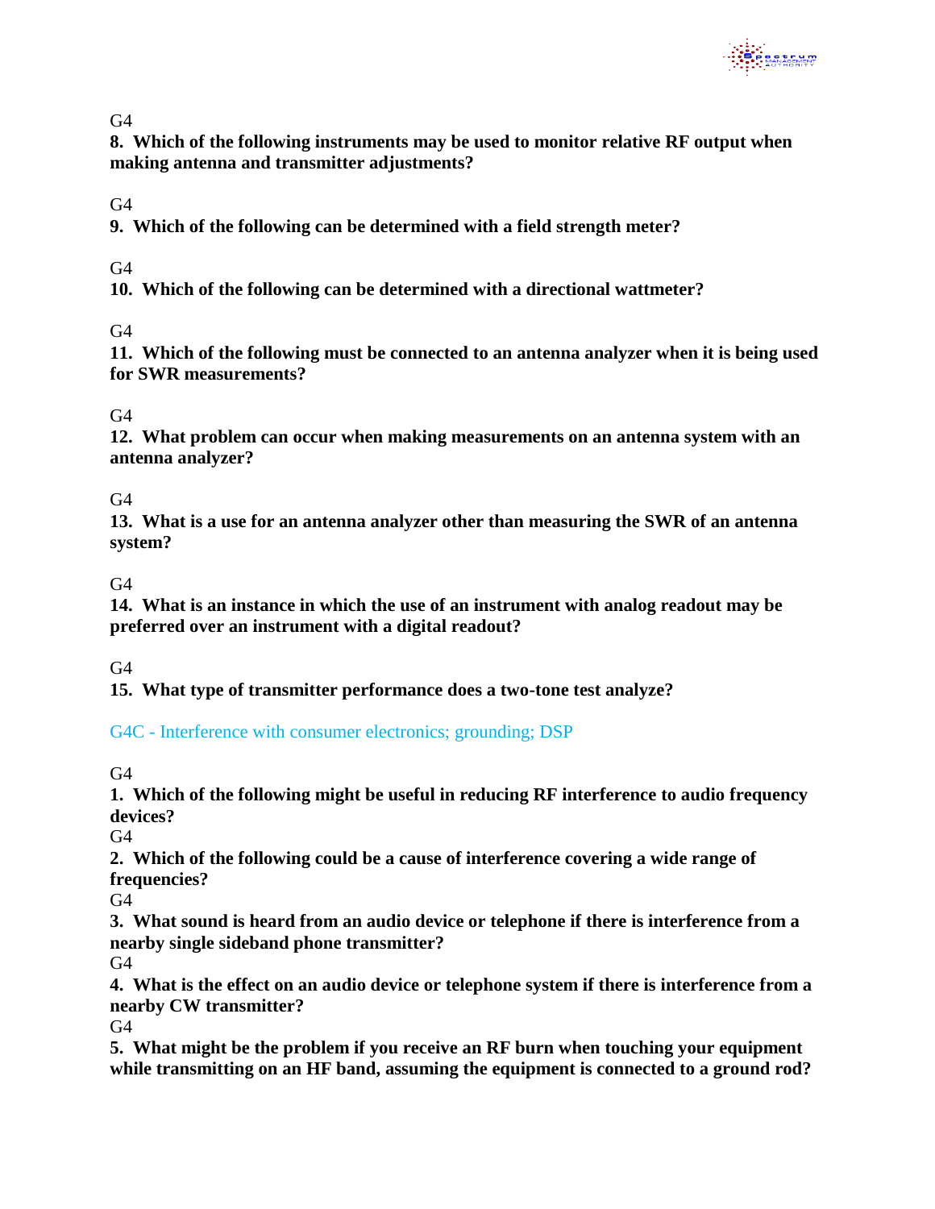G4

**8. Which of the following instruments may be used to monitor relative RF output when making antenna and transmitter adjustments?**

G4

**9. Which of the following can be determined with a field strength meter?**

G4

**10. Which of the following can be determined with a directional wattmeter?**

G4

**11. Which of the following must be connected to an antenna analyzer when it is being used for SWR measurements?**

G4

**12. What problem can occur when making measurements on an antenna system with an antenna analyzer?**

G4

**13. What is a use for an antenna analyzer other than measuring the SWR of an antenna system?**

G4

**14. What is an instance in which the use of an instrument with analog readout may be preferred over an instrument with a digital readout?**

G4

**15. What type of transmitter performance does a two-tone test analyze?**

G4C - Interference with consumer electronics; grounding; DSP

G4

**1. Which of the following might be useful in reducing RF interference to audio frequency devices?**

G4

**2. Which of the following could be a cause of interference covering a wide range of frequencies?**

G4

**3. What sound is heard from an audio device or telephone if there is interference from a nearby single sideband phone transmitter?**

G4

**4. What is the effect on an audio device or telephone system if there is interference from a nearby CW transmitter?**

G4

**5. What might be the problem if you receive an RF burn when touching your equipment while transmitting on an HF band, assuming the equipment is connected to a ground rod?**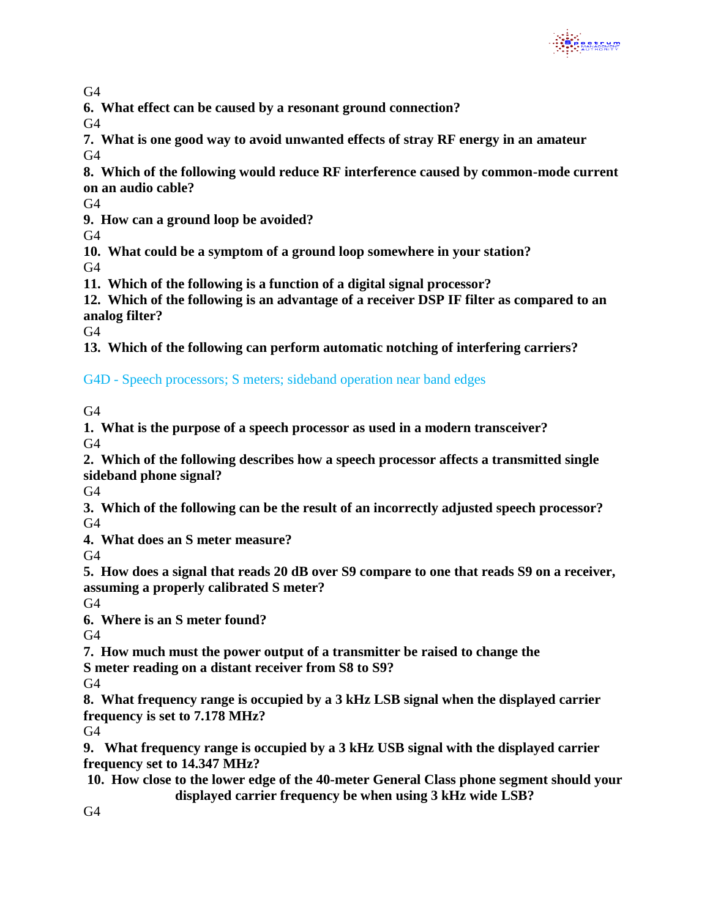G4

**6. What effect can be caused by a resonant ground connection?**

G4

**7. What is one good way to avoid unwanted effects of stray RF energy in an amateur**

G4

**8. Which of the following would reduce RF interference caused by common-mode current on an audio cable?**

G4

**9. How can a ground loop be avoided?**

G4

**10. What could be a symptom of a ground loop somewhere in your station?**

G4

**11. Which of the following is a function of a digital signal processor?**

**12. Which of the following is an advantage of a receiver DSP IF filter as compared to an analog filter?**

G4

**13. Which of the following can perform automatic notching of interfering carriers?**

## G4D - Speech processors; S meters; sideband operation near band edges

G4

**1. What is the purpose of a speech processor as used in a modern transceiver?**

G4

**2. Which of the following describes how a speech processor affects a transmitted single sideband phone signal?**

G4

**3. Which of the following can be the result of an incorrectly adjusted speech processor?**

G4

**4. What does an S meter measure?**

G4

**5. How does a signal that reads 20 dB over S9 compare to one that reads S9 on a receiver, assuming a properly calibrated S meter?**

G4

**6. Where is an S meter found?**

G4

**7. How much must the power output of a transmitter be raised to change the S meter reading on a distant receiver from S8 to S9?**

G4

**8. What frequency range is occupied by a 3 kHz LSB signal when the displayed carrier frequency is set to 7.178 MHz?**

G4

**9. What frequency range is occupied by a 3 kHz USB signal with the displayed carrier frequency set to 14.347 MHz?**

**10. How close to the lower edge of the 40-meter General Class phone segment should your displayed carrier frequency be when using 3 kHz wide LSB?**

G4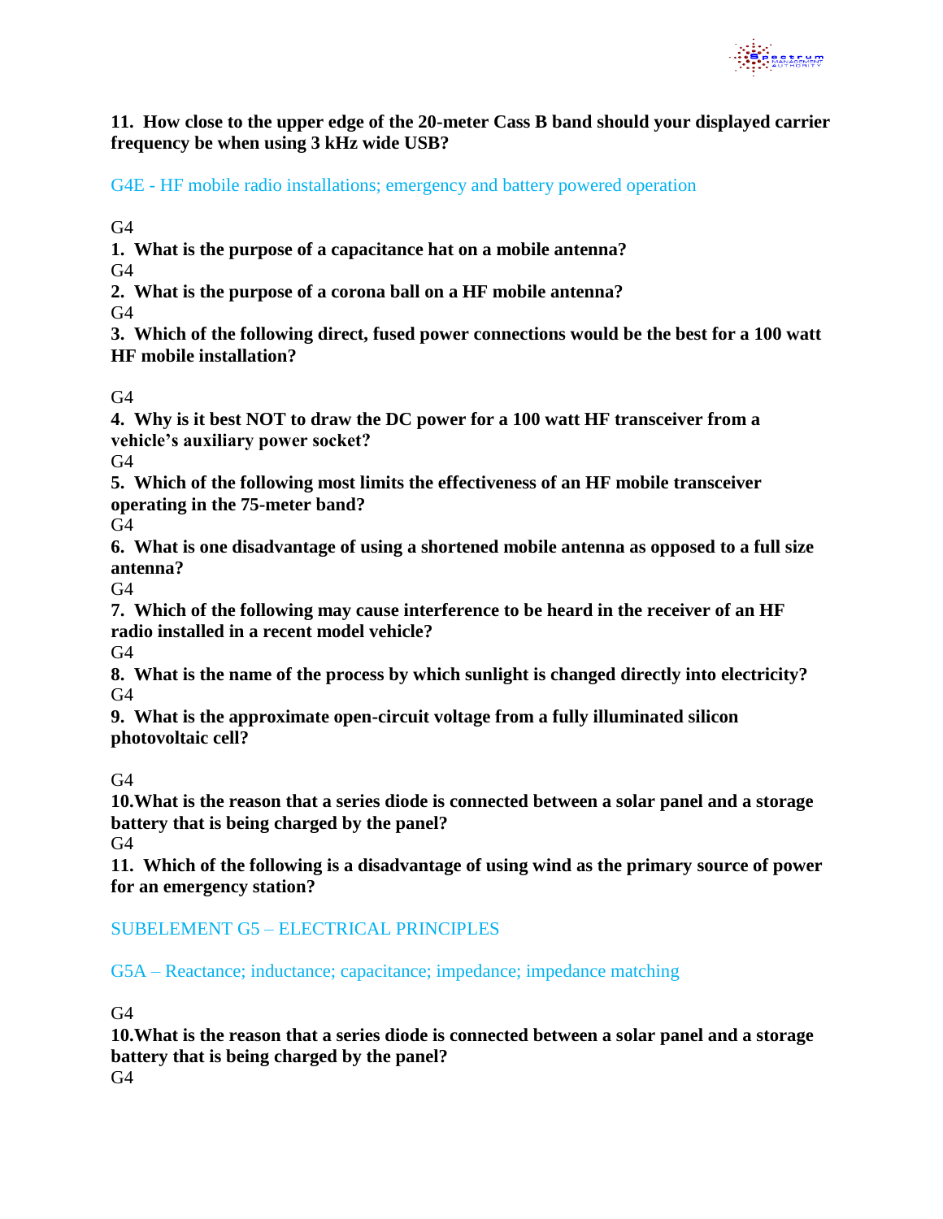**11. How close to the upper edge of the 20-meter Cass B band should your displayed carrier frequency be when using 3 kHz wide USB?**

G4E - HF mobile radio installations; emergency and battery powered operation

G4

**1. What is the purpose of a capacitance hat on a mobile antenna?**

G4

**2. What is the purpose of a corona ball on a HF mobile antenna?**

G4

**3. Which of the following direct, fused power connections would be the best for a 100 watt HF mobile installation?**

G4

**4. Why is it best NOT to draw the DC power for a 100 watt HF transceiver from a vehicle's auxiliary power socket?**

G4

**5. Which of the following most limits the effectiveness of an HF mobile transceiver operating in the 75-meter band?**

G4

**6. What is one disadvantage of using a shortened mobile antenna as opposed to a full size antenna?**

G4

**7. Which of the following may cause interference to be heard in the receiver of an HF radio installed in a recent model vehicle?**

G4

**8. What is the name of the process by which sunlight is changed directly into electricity?**

G4

**9. What is the approximate open-circuit voltage from a fully illuminated silicon photovoltaic cell?**

G4

**10.What is the reason that a series diode is connected between a solar panel and a storage battery that is being charged by the panel?**

G4

**11. Which of the following is a disadvantage of using wind as the primary source of power for an emergency station?**

SUBELEMENT G5 – ELECTRICAL PRINCIPLES

G5A – Reactance; inductance; capacitance; impedance; impedance matching

G4

**10.What is the reason that a series diode is connected between a solar panel and a storage battery that is being charged by the panel?**

G4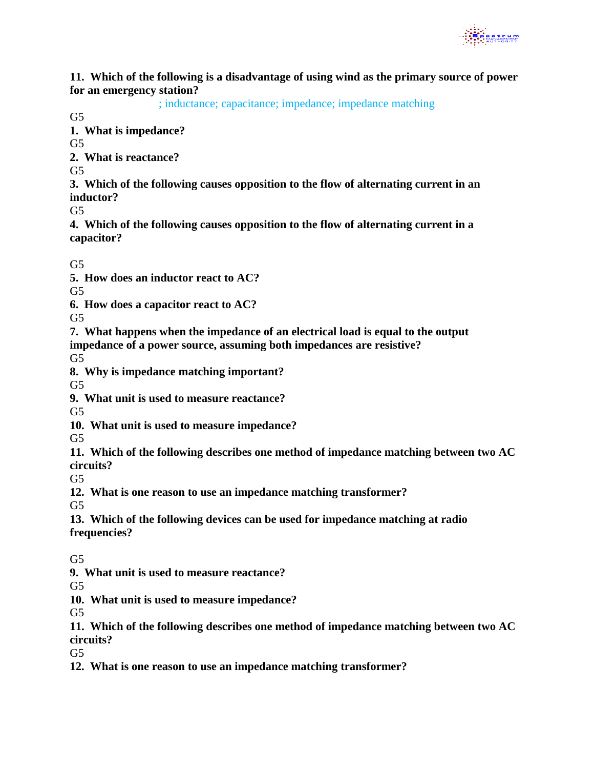**11. Which of the following is a disadvantage of using wind as the primary source of power for an emergency station?**

; inductance; capacitance; impedance; impedance matching

G5

**1. What is impedance?**

G5

**2. What is reactance?**

G5

**3. Which of the following causes opposition to the flow of alternating current in an inductor?**

G5

**4. Which of the following causes opposition to the flow of alternating current in a capacitor?**

G5

**5. How does an inductor react to AC?**

G5

**6. How does a capacitor react to AC?**

G5

**7. What happens when the impedance of an electrical load is equal to the output impedance of a power source, assuming both impedances are resistive?**

G5

**8. Why is impedance matching important?**

G5

**9. What unit is used to measure reactance?**

G5

**10. What unit is used to measure impedance?**

G5

**11. Which of the following describes one method of impedance matching between two AC circuits?**

G5

**12. What is one reason to use an impedance matching transformer?**

G5

**13. Which of the following devices can be used for impedance matching at radio frequencies?**

G5

**9. What unit is used to measure reactance?**

G5

**10. What unit is used to measure impedance?**

G5

**11. Which of the following describes one method of impedance matching between two AC circuits?**

G5

**12. What is one reason to use an impedance matching transformer?**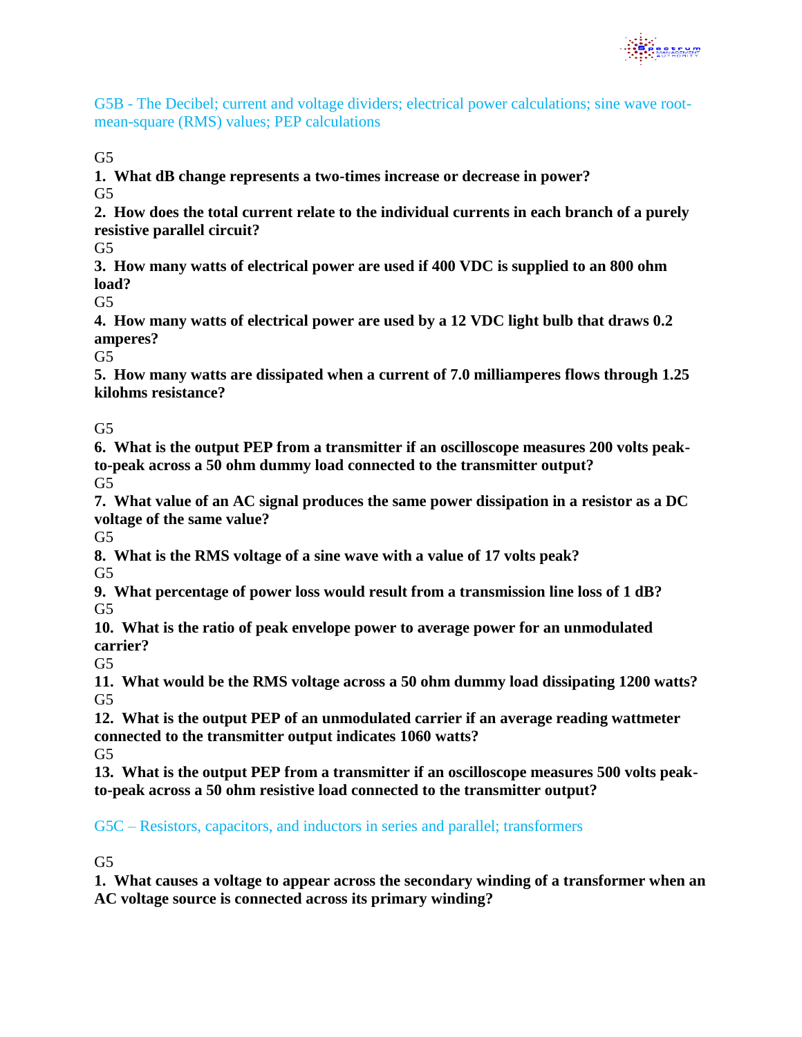## G5B - The Decibel; current and voltage dividers; electrical power calculations; sine wave root-mean-square (RMS) values; PEP calculations

G5

**1. What dB change represents a two-times increase or decrease in power?**

G5

**2. How does the total current relate to the individual currents in each branch of a purely resistive parallel circuit?**

G5

**3. How many watts of electrical power are used if 400 VDC is supplied to an 800 ohm load?**

G5

**4. How many watts of electrical power are used by a 12 VDC light bulb that draws 0.2 amperes?**

G5

**5. How many watts are dissipated when a current of 7.0 milliamperes flows through 1.25 kilohms resistance?**

G5

**6. What is the output PEP from a transmitter if an oscilloscope measures 200 volts peak-to-peak across a 50 ohm dummy load connected to the transmitter output?**

G5

**7. What value of an AC signal produces the same power dissipation in a resistor as a DC voltage of the same value?**

G5

**8. What is the RMS voltage of a sine wave with a value of 17 volts peak?**

G5

**9. What percentage of power loss would result from a transmission line loss of 1 dB?**

G5

**10. What is the ratio of peak envelope power to average power for an unmodulated carrier?**

G5

**11. What would be the RMS voltage across a 50 ohm dummy load dissipating 1200 watts?**

G5

**12. What is the output PEP of an unmodulated carrier if an average reading wattmeter connected to the transmitter output indicates 1060 watts?**

G5

**13. What is the output PEP from a transmitter if an oscilloscope measures 500 volts peak-to-peak across a 50 ohm resistive load connected to the transmitter output?**

## G5C – Resistors, capacitors, and inductors in series and parallel; transformers

G5

**1. What causes a voltage to appear across the secondary winding of a transformer when an AC voltage source is connected across its primary winding?**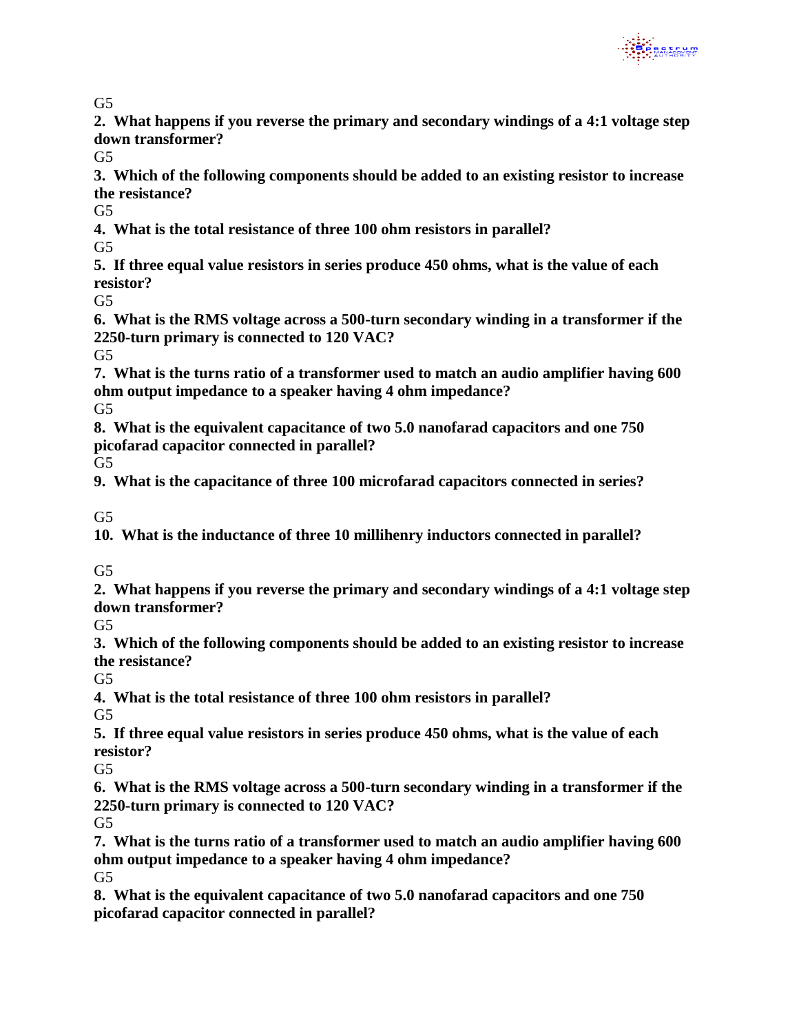G5

**2. What happens if you reverse the primary and secondary windings of a 4:1 voltage step down transformer?**

G5

**3. Which of the following components should be added to an existing resistor to increase the resistance?**

G5

**4. What is the total resistance of three 100 ohm resistors in parallel?**

G5

**5. If three equal value resistors in series produce 450 ohms, what is the value of each resistor?**

G5

**6. What is the RMS voltage across a 500-turn secondary winding in a transformer if the 2250-turn primary is connected to 120 VAC?**

G5

**7. What is the turns ratio of a transformer used to match an audio amplifier having 600 ohm output impedance to a speaker having 4 ohm impedance?**

G5

**8. What is the equivalent capacitance of two 5.0 nanofarad capacitors and one 750 picofarad capacitor connected in parallel?**

G5

**9. What is the capacitance of three 100 microfarad capacitors connected in series?**

G5

**10. What is the inductance of three 10 millihenry inductors connected in parallel?**

G5

**2. What happens if you reverse the primary and secondary windings of a 4:1 voltage step down transformer?**

G5

**3. Which of the following components should be added to an existing resistor to increase the resistance?**

G5

**4. What is the total resistance of three 100 ohm resistors in parallel?**

G5

**5. If three equal value resistors in series produce 450 ohms, what is the value of each resistor?**

G5

**6. What is the RMS voltage across a 500-turn secondary winding in a transformer if the 2250-turn primary is connected to 120 VAC?**

G5

**7. What is the turns ratio of a transformer used to match an audio amplifier having 600 ohm output impedance to a speaker having 4 ohm impedance?**

G5

**8. What is the equivalent capacitance of two 5.0 nanofarad capacitors and one 750 picofarad capacitor connected in parallel?**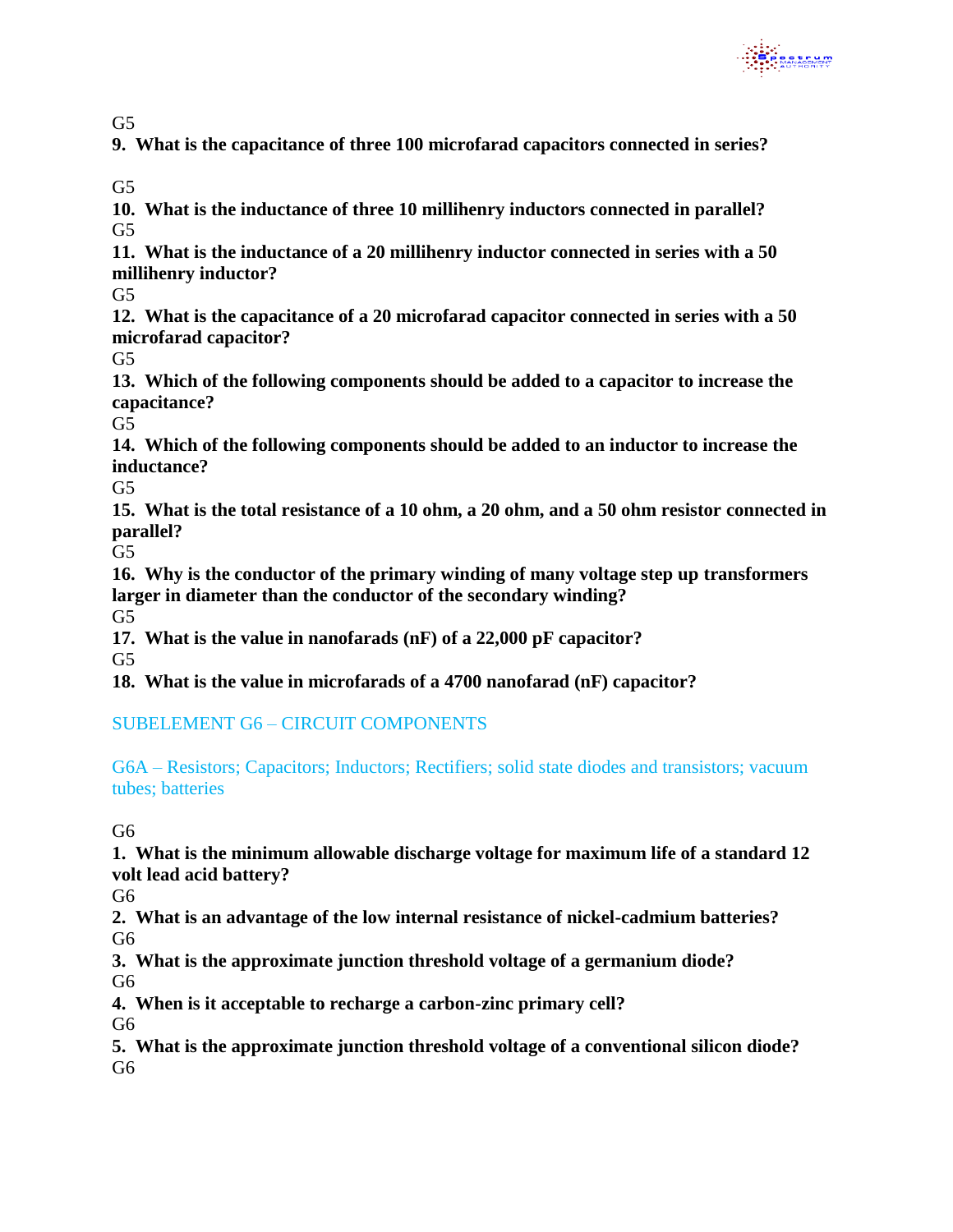G5

**9. What is the capacitance of three 100 microfarad capacitors connected in series?**

G5

**10. What is the inductance of three 10 millihenry inductors connected in parallel?**

G5

**11. What is the inductance of a 20 millihenry inductor connected in series with a 50 millihenry inductor?**

G5

**12. What is the capacitance of a 20 microfarad capacitor connected in series with a 50 microfarad capacitor?**

G5

**13. Which of the following components should be added to a capacitor to increase the capacitance?**

G5

**14. Which of the following components should be added to an inductor to increase the inductance?**

G5

**15. What is the total resistance of a 10 ohm, a 20 ohm, and a 50 ohm resistor connected in parallel?**

G5

**16. Why is the conductor of the primary winding of many voltage step up transformers larger in diameter than the conductor of the secondary winding?**

G5

**17. What is the value in nanofarads (nF) of a 22,000 pF capacitor?**

G5

**18. What is the value in microfarads of a 4700 nanofarad (nF) capacitor?**

## SUBELEMENT G6 – CIRCUIT COMPONENTS

### G6A – Resistors; Capacitors; Inductors; Rectifiers; solid state diodes and transistors; vacuum tubes; batteries

G6

**1. What is the minimum allowable discharge voltage for maximum life of a standard 12 volt lead acid battery?**

G6

**2. What is an advantage of the low internal resistance of nickel-cadmium batteries?**

G6

**3. What is the approximate junction threshold voltage of a germanium diode?**

G6

**4. When is it acceptable to recharge a carbon-zinc primary cell?**

G6

**5. What is the approximate junction threshold voltage of a conventional silicon diode?**

G6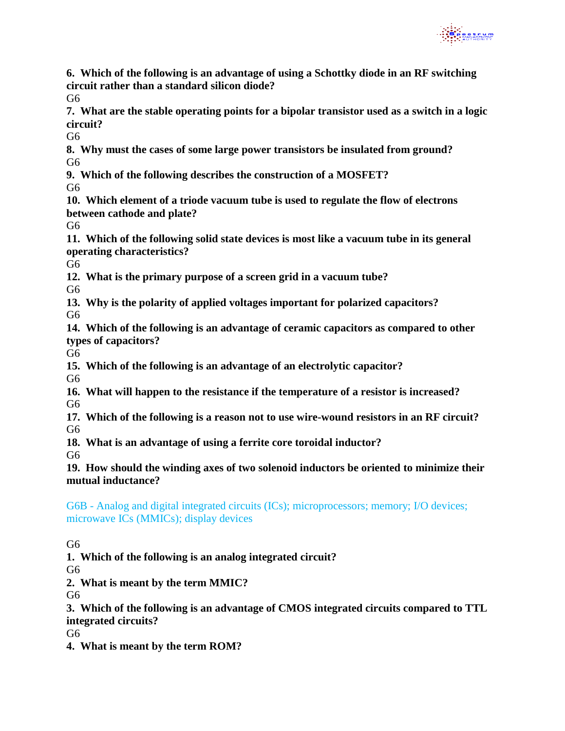**6. Which of the following is an advantage of using a Schottky diode in an RF switching circuit rather than a standard silicon diode?**

G6

**7. What are the stable operating points for a bipolar transistor used as a switch in a logic circuit?**

G6

**8. Why must the cases of some large power transistors be insulated from ground?**

G6

**9. Which of the following describes the construction of a MOSFET?**

G6

**10. Which element of a triode vacuum tube is used to regulate the flow of electrons between cathode and plate?**

G6

**11. Which of the following solid state devices is most like a vacuum tube in its general operating characteristics?**

G6

**12. What is the primary purpose of a screen grid in a vacuum tube?**

G6

**13. Why is the polarity of applied voltages important for polarized capacitors?**

G6

**14. Which of the following is an advantage of ceramic capacitors as compared to other types of capacitors?**

G6

**15. Which of the following is an advantage of an electrolytic capacitor?**

G6

**16. What will happen to the resistance if the temperature of a resistor is increased?**

G6

**17. Which of the following is a reason not to use wire-wound resistors in an RF circuit?**

G6

**18. What is an advantage of using a ferrite core toroidal inductor?**

G6

**19. How should the winding axes of two solenoid inductors be oriented to minimize their mutual inductance?**

## G6B - Analog and digital integrated circuits (ICs); microprocessors; memory; I/O devices; microwave ICs (MMICs); display devices

G6

**1. Which of the following is an analog integrated circuit?**

G6

**2. What is meant by the term MMIC?**

G6

**3. Which of the following is an advantage of CMOS integrated circuits compared to TTL integrated circuits?**

G6

**4. What is meant by the term ROM?**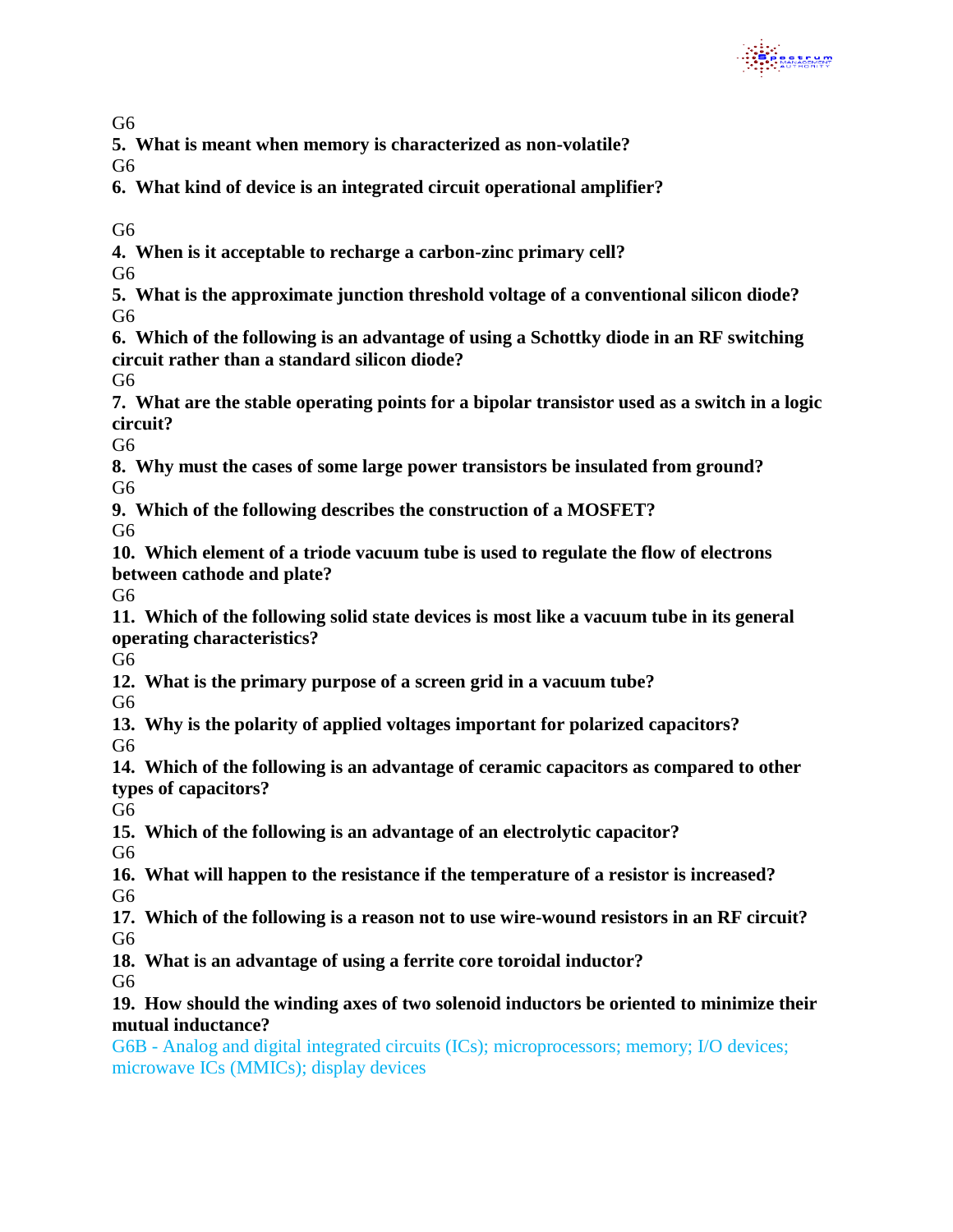G6

**5. What is meant when memory is characterized as non-volatile?**

G6

**6. What kind of device is an integrated circuit operational amplifier?**

G6

**4. When is it acceptable to recharge a carbon-zinc primary cell?**

G6

**5. What is the approximate junction threshold voltage of a conventional silicon diode?**

G6

**6. Which of the following is an advantage of using a Schottky diode in an RF switching circuit rather than a standard silicon diode?**

G6

**7. What are the stable operating points for a bipolar transistor used as a switch in a logic circuit?**

G6

**8. Why must the cases of some large power transistors be insulated from ground?**

G6

**9. Which of the following describes the construction of a MOSFET?**

G6

**10. Which element of a triode vacuum tube is used to regulate the flow of electrons between cathode and plate?**

G6

**11. Which of the following solid state devices is most like a vacuum tube in its general operating characteristics?**

G6

**12. What is the primary purpose of a screen grid in a vacuum tube?**

G6

**13. Why is the polarity of applied voltages important for polarized capacitors?**

G6

**14. Which of the following is an advantage of ceramic capacitors as compared to other types of capacitors?**

G6

**15. Which of the following is an advantage of an electrolytic capacitor?**

G6

**16. What will happen to the resistance if the temperature of a resistor is increased?**

G6

**17. Which of the following is a reason not to use wire-wound resistors in an RF circuit?**

G6

**18. What is an advantage of using a ferrite core toroidal inductor?**

G6

**19. How should the winding axes of two solenoid inductors be oriented to minimize their mutual inductance?**

G6B - Analog and digital integrated circuits (ICs); microprocessors; memory; I/O devices; microwave ICs (MMICs); display devices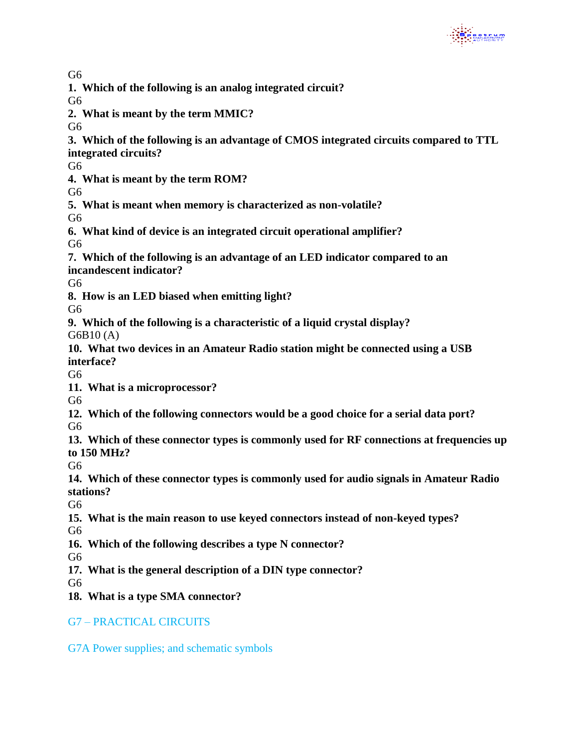G6

**1. Which of the following is an analog integrated circuit?**

G6

**2. What is meant by the term MMIC?**

G6

**3. Which of the following is an advantage of CMOS integrated circuits compared to TTL integrated circuits?**

G6

**4. What is meant by the term ROM?**

G6

**5. What is meant when memory is characterized as non-volatile?**

G6

**6. What kind of device is an integrated circuit operational amplifier?**

G6

**7. Which of the following is an advantage of an LED indicator compared to an incandescent indicator?**

G6

**8. How is an LED biased when emitting light?**

G6

**9. Which of the following is a characteristic of a liquid crystal display?**

G6B10 (A)

**10. What two devices in an Amateur Radio station might be connected using a USB interface?**

G6

**11. What is a microprocessor?**

G6

**12. Which of the following connectors would be a good choice for a serial data port?**

G6

**13. Which of these connector types is commonly used for RF connections at frequencies up to 150 MHz?**

G6

**14. Which of these connector types is commonly used for audio signals in Amateur Radio stations?**

G6

**15. What is the main reason to use keyed connectors instead of non-keyed types?**

G6

**16. Which of the following describes a type N connector?**

G6

**17. What is the general description of a DIN type connector?**

G6

**18. What is a type SMA connector?**

## G7 – PRACTICAL CIRCUITS

### G7A Power supplies; and schematic symbols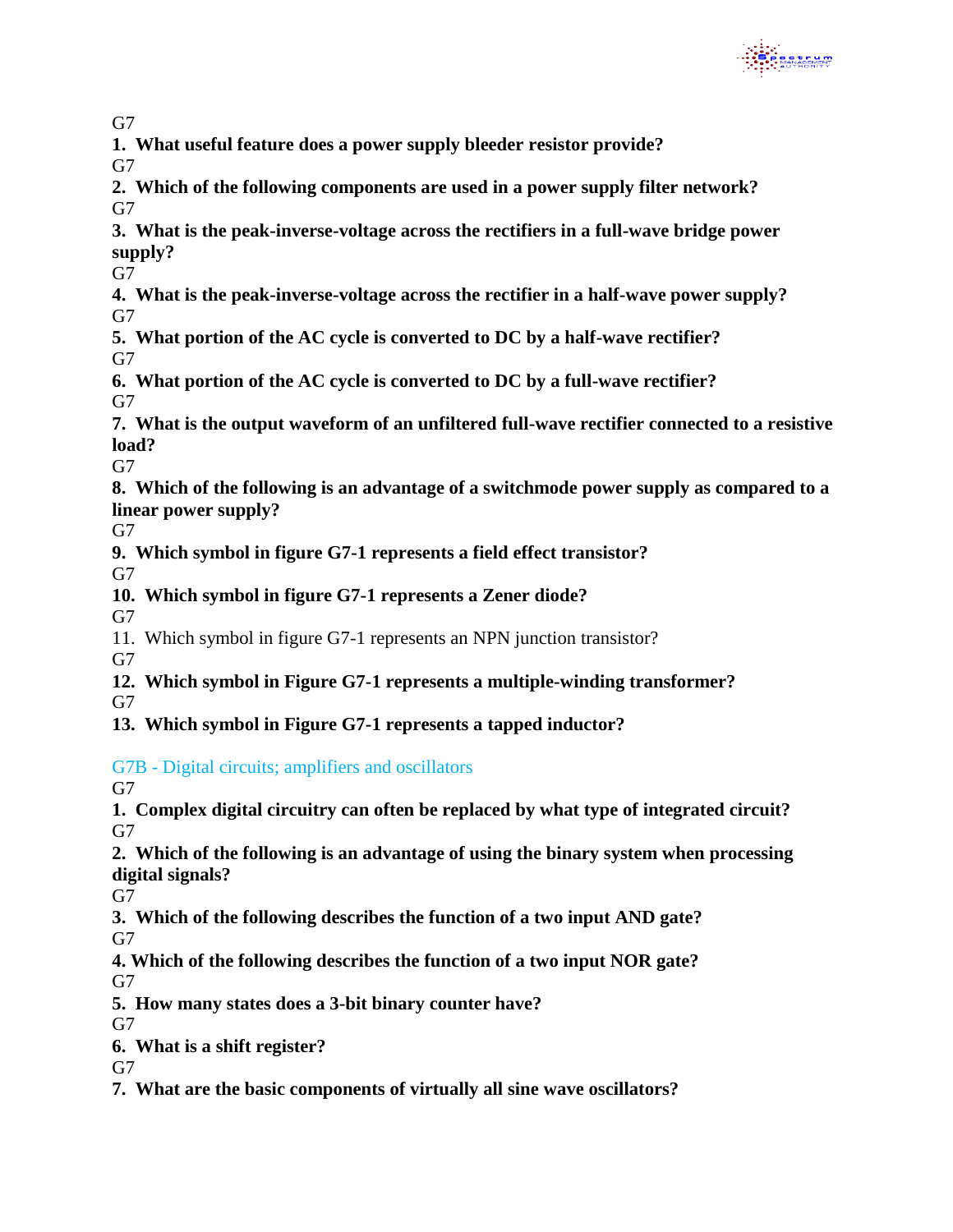G7

**1. What useful feature does a power supply bleeder resistor provide?**

G7

**2. Which of the following components are used in a power supply filter network?**

G7

**3. What is the peak-inverse-voltage across the rectifiers in a full-wave bridge power supply?**

G7

**4. What is the peak-inverse-voltage across the rectifier in a half-wave power supply?**

G7

**5. What portion of the AC cycle is converted to DC by a half-wave rectifier?**

G7

**6. What portion of the AC cycle is converted to DC by a full-wave rectifier?**

G7

**7. What is the output waveform of an unfiltered full-wave rectifier connected to a resistive load?**

G7

**8. Which of the following is an advantage of a switchmode power supply as compared to a linear power supply?**

G7

**9. Which symbol in figure G7-1 represents a field effect transistor?**

G7

**10. Which symbol in figure G7-1 represents a Zener diode?**

G7

11. Which symbol in figure G7-1 represents an NPN junction transistor?

G7

**12. Which symbol in Figure G7-1 represents a multiple-winding transformer?**

G7

**13. Which symbol in Figure G7-1 represents a tapped inductor?**

## G7B - Digital circuits; amplifiers and oscillators

G7

**1. Complex digital circuitry can often be replaced by what type of integrated circuit?**

G7

**2. Which of the following is an advantage of using the binary system when processing digital signals?**

G7

**3. Which of the following describes the function of a two input AND gate?**

G7

**4. Which of the following describes the function of a two input NOR gate?**

G7

**5. How many states does a 3-bit binary counter have?**

G7

**6. What is a shift register?**

G7

**7. What are the basic components of virtually all sine wave oscillators?**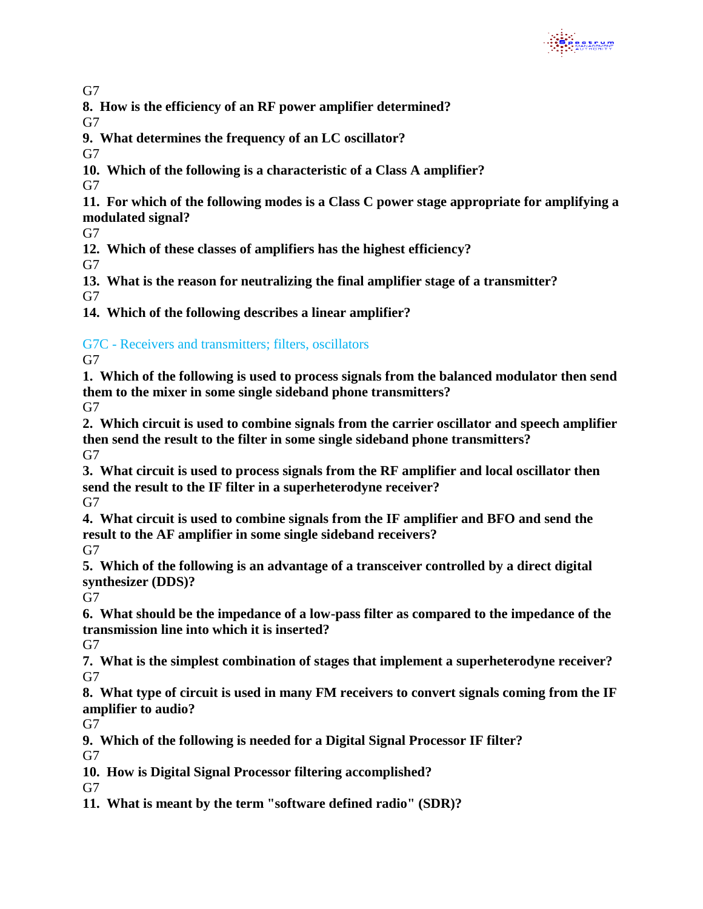G7

**8. How is the efficiency of an RF power amplifier determined?**

G7

**9. What determines the frequency of an LC oscillator?**

G7

**10. Which of the following is a characteristic of a Class A amplifier?**

G7

**11. For which of the following modes is a Class C power stage appropriate for amplifying a modulated signal?**

G7

**12. Which of these classes of amplifiers has the highest efficiency?**

G7

**13. What is the reason for neutralizing the final amplifier stage of a transmitter?**

G7

**14. Which of the following describes a linear amplifier?**

## G7C - Receivers and transmitters; filters, oscillators

G7

**1. Which of the following is used to process signals from the balanced modulator then send them to the mixer in some single sideband phone transmitters?**

G7

**2. Which circuit is used to combine signals from the carrier oscillator and speech amplifier then send the result to the filter in some single sideband phone transmitters?**

G7

**3. What circuit is used to process signals from the RF amplifier and local oscillator then send the result to the IF filter in a superheterodyne receiver?**

G7

**4. What circuit is used to combine signals from the IF amplifier and BFO and send the result to the AF amplifier in some single sideband receivers?**

G7

**5. Which of the following is an advantage of a transceiver controlled by a direct digital synthesizer (DDS)?**

G7

**6. What should be the impedance of a low-pass filter as compared to the impedance of the transmission line into which it is inserted?**

G7

**7. What is the simplest combination of stages that implement a superheterodyne receiver?**

G7

**8. What type of circuit is used in many FM receivers to convert signals coming from the IF amplifier to audio?**

G7

**9. Which of the following is needed for a Digital Signal Processor IF filter?**

G7

**10. How is Digital Signal Processor filtering accomplished?**

G7

**11. What is meant by the term "software defined radio" (SDR)?**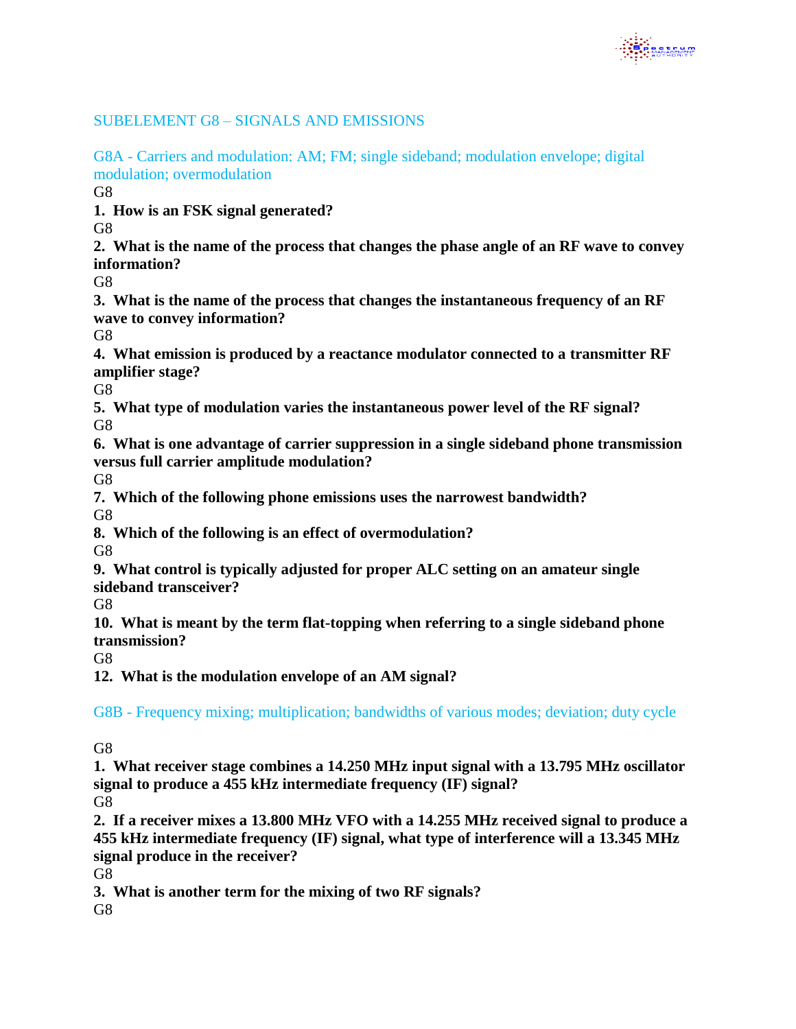## SUBELEMENT G8 – SIGNALS AND EMISSIONS

### G8A - Carriers and modulation: AM; FM; single sideband; modulation envelope; digital modulation; overmodulation

G8

**1. How is an FSK signal generated?**

G8

**2. What is the name of the process that changes the phase angle of an RF wave to convey information?**

G8

**3. What is the name of the process that changes the instantaneous frequency of an RF wave to convey information?**

G8

**4. What emission is produced by a reactance modulator connected to a transmitter RF amplifier stage?**

G8

**5. What type of modulation varies the instantaneous power level of the RF signal?**

G8

**6. What is one advantage of carrier suppression in a single sideband phone transmission versus full carrier amplitude modulation?**

G8

**7. Which of the following phone emissions uses the narrowest bandwidth?**

G8

**8. Which of the following is an effect of overmodulation?**

G8

**9. What control is typically adjusted for proper ALC setting on an amateur single sideband transceiver?**

G8

**10. What is meant by the term flat-topping when referring to a single sideband phone transmission?**

G8

**12. What is the modulation envelope of an AM signal?**

### G8B - Frequency mixing; multiplication; bandwidths of various modes; deviation; duty cycle

G8

**1. What receiver stage combines a 14.250 MHz input signal with a 13.795 MHz oscillator signal to produce a 455 kHz intermediate frequency (IF) signal?**

G8

**2. If a receiver mixes a 13.800 MHz VFO with a 14.255 MHz received signal to produce a 455 kHz intermediate frequency (IF) signal, what type of interference will a 13.345 MHz signal produce in the receiver?**

G8

**3. What is another term for the mixing of two RF signals?**

G8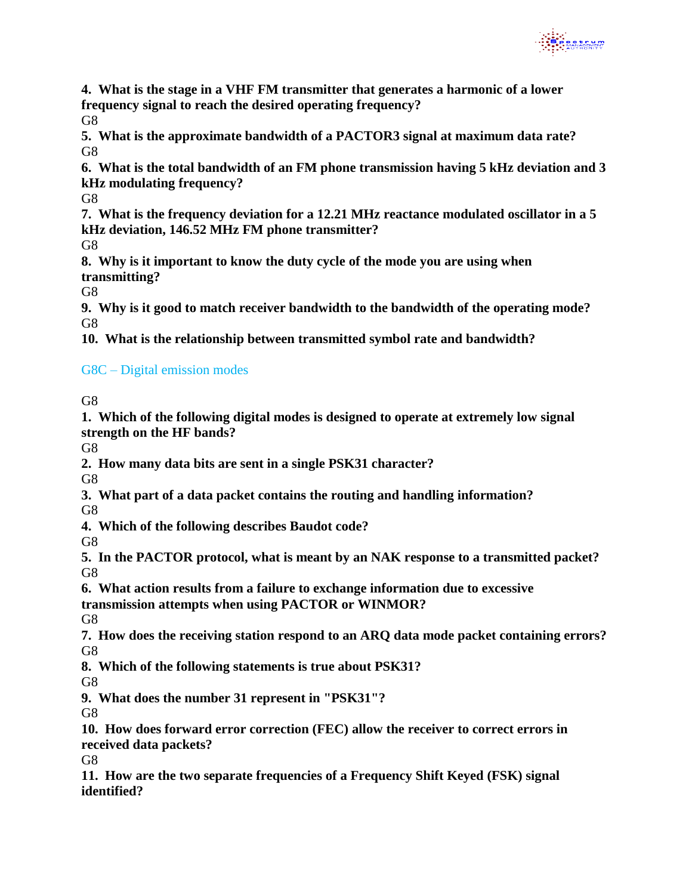G8

**4. What is the stage in a VHF FM transmitter that generates a harmonic of a lower frequency signal to reach the desired operating frequency?**

G8

**5. What is the approximate bandwidth of a PACTOR3 signal at maximum data rate?**

G8

**6. What is the total bandwidth of an FM phone transmission having 5 kHz deviation and 3 kHz modulating frequency?**

G8

**7. What is the frequency deviation for a 12.21 MHz reactance modulated oscillator in a 5 kHz deviation, 146.52 MHz FM phone transmitter?**

G8

**8. Why is it important to know the duty cycle of the mode you are using when transmitting?**

G8

**9. Why is it good to match receiver bandwidth to the bandwidth of the operating mode?**

G8

**10. What is the relationship between transmitted symbol rate and bandwidth?**

## G8C – Digital emission modes

G8

**1. Which of the following digital modes is designed to operate at extremely low signal strength on the HF bands?**

G8

**2. How many data bits are sent in a single PSK31 character?**

G8

**3. What part of a data packet contains the routing and handling information?**

G8

**4. Which of the following describes Baudot code?**

G8

**5. In the PACTOR protocol, what is meant by an NAK response to a transmitted packet?**

G8

**6. What action results from a failure to exchange information due to excessive transmission attempts when using PACTOR or WINMOR?**

G8

**7. How does the receiving station respond to an ARQ data mode packet containing errors?**

G8

**8. Which of the following statements is true about PSK31?**

G8

**9. What does the number 31 represent in "PSK31"?**

G8

**10. How does forward error correction (FEC) allow the receiver to correct errors in received data packets?**

G8

**11. How are the two separate frequencies of a Frequency Shift Keyed (FSK) signal identified?**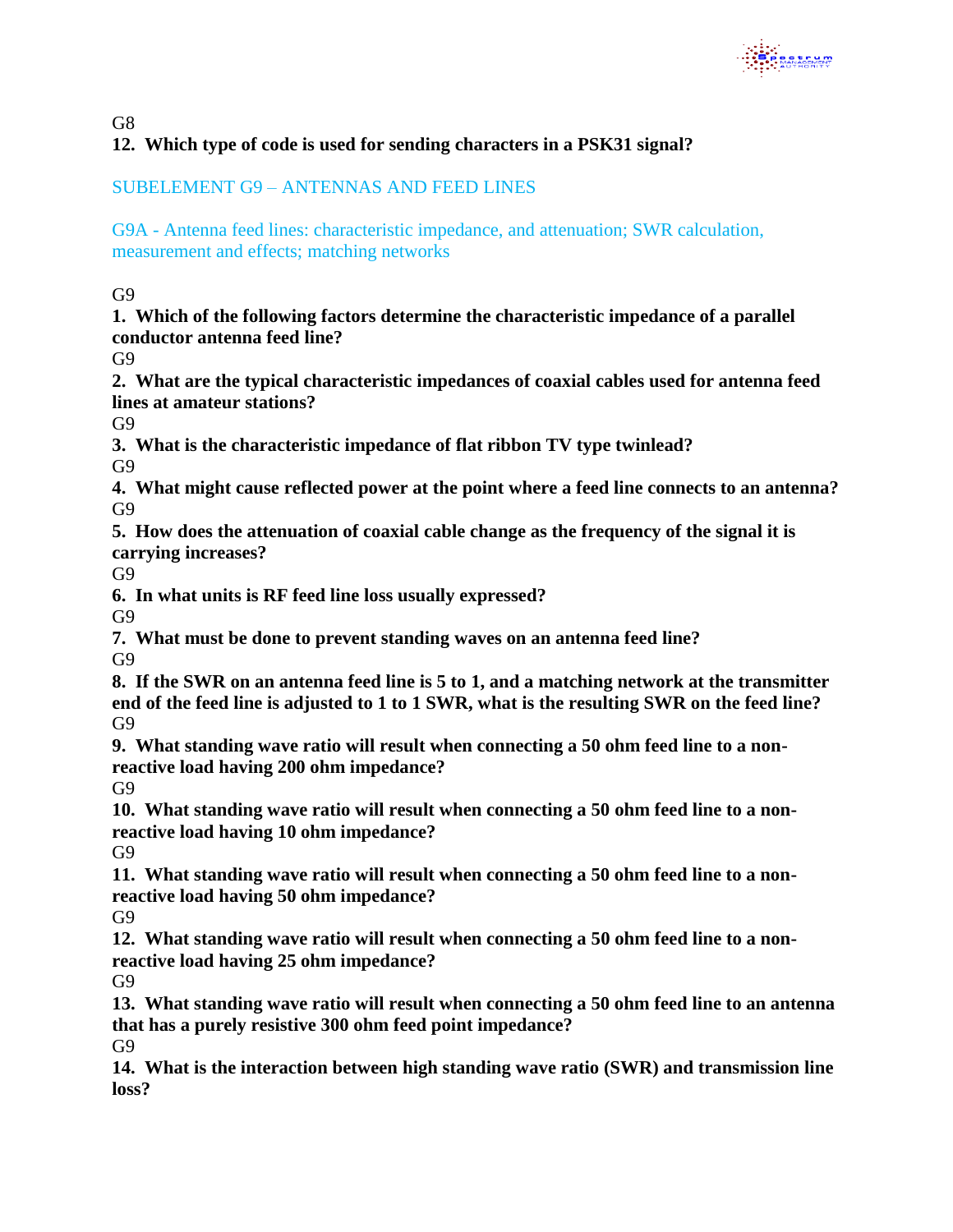G8

**12. Which type of code is used for sending characters in a PSK31 signal?**

## SUBELEMENT G9 – ANTENNAS AND FEED LINES

### G9A - Antenna feed lines: characteristic impedance, and attenuation; SWR calculation, measurement and effects; matching networks

G9

**1. Which of the following factors determine the characteristic impedance of a parallel conductor antenna feed line?**

G9

**2. What are the typical characteristic impedances of coaxial cables used for antenna feed lines at amateur stations?**

G9

**3. What is the characteristic impedance of flat ribbon TV type twinlead?**

G9

**4. What might cause reflected power at the point where a feed line connects to an antenna?**

G9

**5. How does the attenuation of coaxial cable change as the frequency of the signal it is carrying increases?**

G9

**6. In what units is RF feed line loss usually expressed?**

G9

**7. What must be done to prevent standing waves on an antenna feed line?**

G9

**8. If the SWR on an antenna feed line is 5 to 1, and a matching network at the transmitter end of the feed line is adjusted to 1 to 1 SWR, what is the resulting SWR on the feed line?**

G9

**9. What standing wave ratio will result when connecting a 50 ohm feed line to a non-reactive load having 200 ohm impedance?**

G9

**10. What standing wave ratio will result when connecting a 50 ohm feed line to a non-reactive load having 10 ohm impedance?**

G9

**11. What standing wave ratio will result when connecting a 50 ohm feed line to a non-reactive load having 50 ohm impedance?**

G9

**12. What standing wave ratio will result when connecting a 50 ohm feed line to a non-reactive load having 25 ohm impedance?**

G9

**13. What standing wave ratio will result when connecting a 50 ohm feed line to an antenna that has a purely resistive 300 ohm feed point impedance?**

G9

**14. What is the interaction between high standing wave ratio (SWR) and transmission line loss?**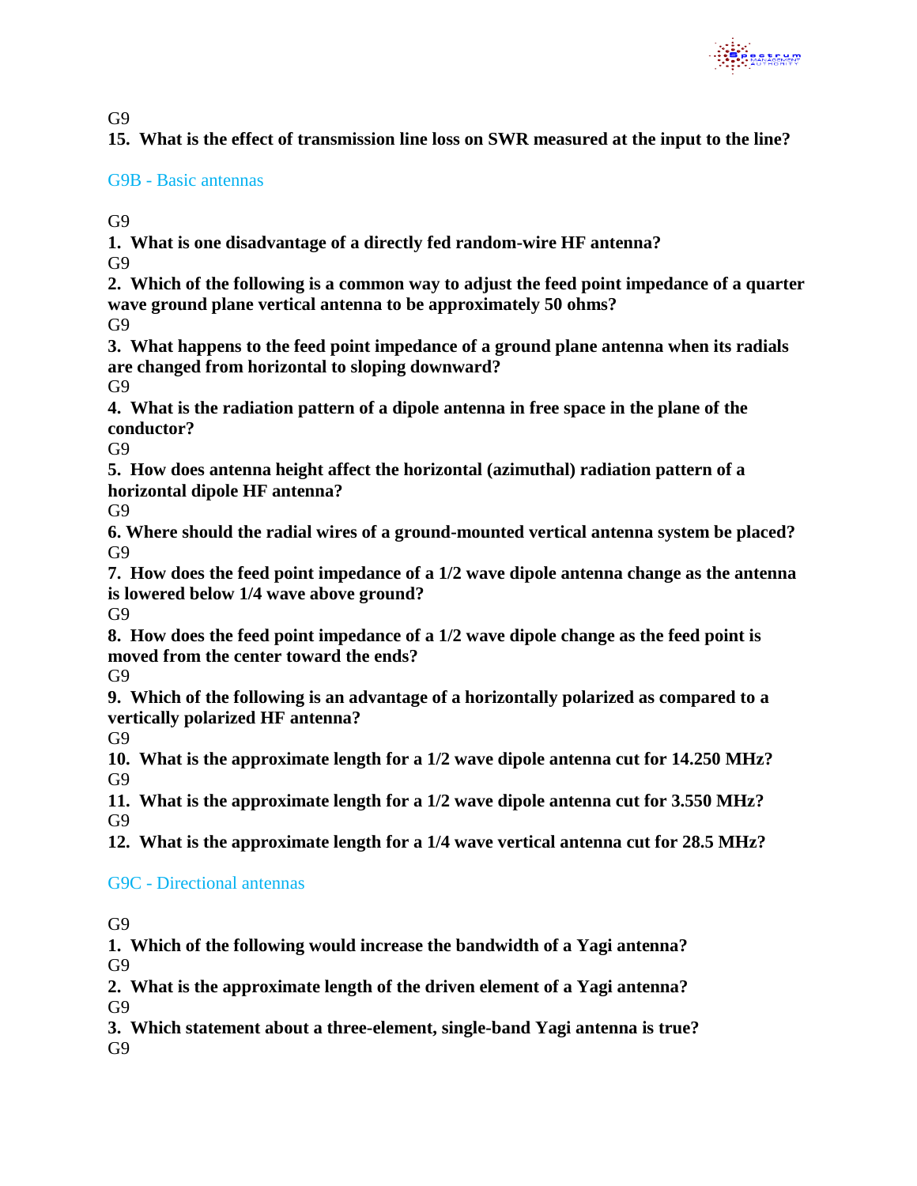G9

**15. What is the effect of transmission line loss on SWR measured at the input to the line?**

## G9B - Basic antennas

G9

**1. What is one disadvantage of a directly fed random-wire HF antenna?**

G9

**2. Which of the following is a common way to adjust the feed point impedance of a quarter wave ground plane vertical antenna to be approximately 50 ohms?**

G9

**3. What happens to the feed point impedance of a ground plane antenna when its radials are changed from horizontal to sloping downward?**

G9

**4. What is the radiation pattern of a dipole antenna in free space in the plane of the conductor?**

G9

**5. How does antenna height affect the horizontal (azimuthal) radiation pattern of a horizontal dipole HF antenna?**

G9

**6. Where should the radial wires of a ground-mounted vertical antenna system be placed?**

G9

**7. How does the feed point impedance of a 1/2 wave dipole antenna change as the antenna is lowered below 1/4 wave above ground?**

G9

**8. How does the feed point impedance of a 1/2 wave dipole change as the feed point is moved from the center toward the ends?**

G9

**9. Which of the following is an advantage of a horizontally polarized as compared to a vertically polarized HF antenna?**

G9

**10. What is the approximate length for a 1/2 wave dipole antenna cut for 14.250 MHz?**

G9

**11. What is the approximate length for a 1/2 wave dipole antenna cut for 3.550 MHz?**

G9

**12. What is the approximate length for a 1/4 wave vertical antenna cut for 28.5 MHz?**

## G9C - Directional antennas

G9

**1. Which of the following would increase the bandwidth of a Yagi antenna?**

G9

**2. What is the approximate length of the driven element of a Yagi antenna?**

G9

**3. Which statement about a three-element, single-band Yagi antenna is true?**

G9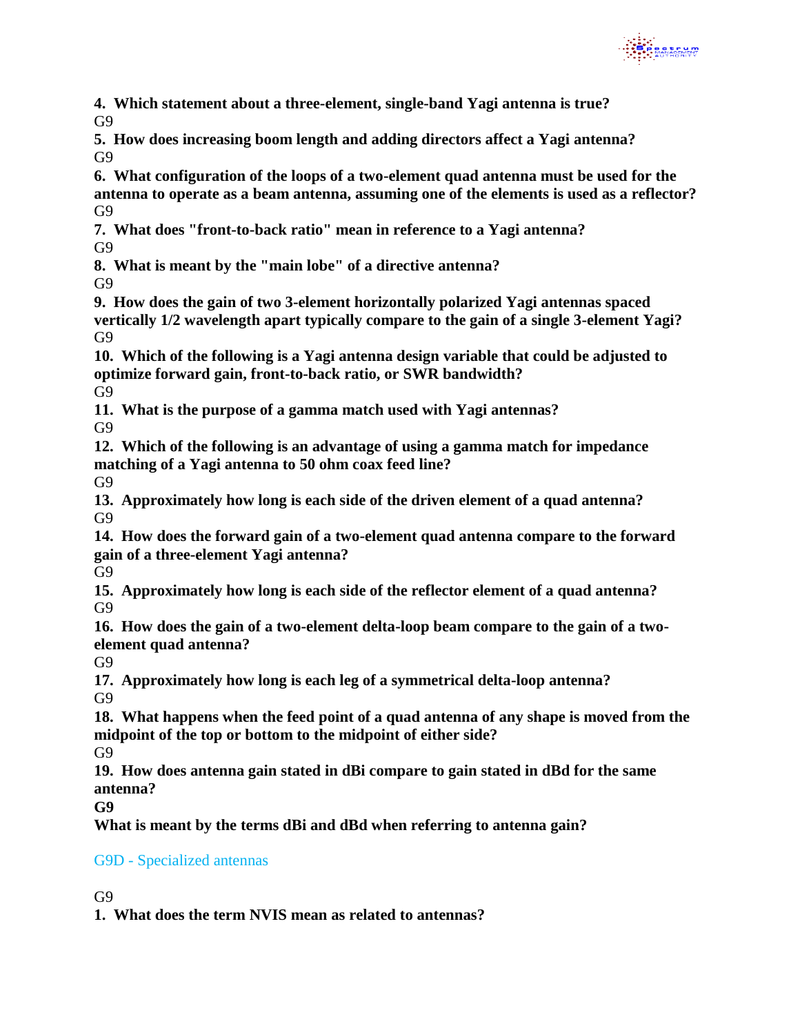**4. Which statement about a three-element, single-band Yagi antenna is true?**
G9

**5. How does increasing boom length and adding directors affect a Yagi antenna?**
G9

**6. What configuration of the loops of a two-element quad antenna must be used for the antenna to operate as a beam antenna, assuming one of the elements is used as a reflector?**
G9

**7. What does "front-to-back ratio" mean in reference to a Yagi antenna?**
G9

**8. What is meant by the "main lobe" of a directive antenna?**
G9

**9. How does the gain of two 3-element horizontally polarized Yagi antennas spaced vertically 1/2 wavelength apart typically compare to the gain of a single 3-element Yagi?**
G9

**10. Which of the following is a Yagi antenna design variable that could be adjusted to optimize forward gain, front-to-back ratio, or SWR bandwidth?**
G9

**11. What is the purpose of a gamma match used with Yagi antennas?**
G9

**12. Which of the following is an advantage of using a gamma match for impedance matching of a Yagi antenna to 50 ohm coax feed line?**
G9

**13. Approximately how long is each side of the driven element of a quad antenna?**
G9

**14. How does the forward gain of a two-element quad antenna compare to the forward gain of a three-element Yagi antenna?**
G9

**15. Approximately how long is each side of the reflector element of a quad antenna?**
G9

**16. How does the gain of a two-element delta-loop beam compare to the gain of a two-element quad antenna?**
G9

**17. Approximately how long is each leg of a symmetrical delta-loop antenna?**
G9

**18. What happens when the feed point of a quad antenna of any shape is moved from the midpoint of the top or bottom to the midpoint of either side?**
G9

**19. How does antenna gain stated in dBi compare to gain stated in dBd for the same antenna?**

**G9**

**What is meant by the terms dBi and dBd when referring to antenna gain?**

## G9D - Specialized antennas

G9

**1. What does the term NVIS mean as related to antennas?**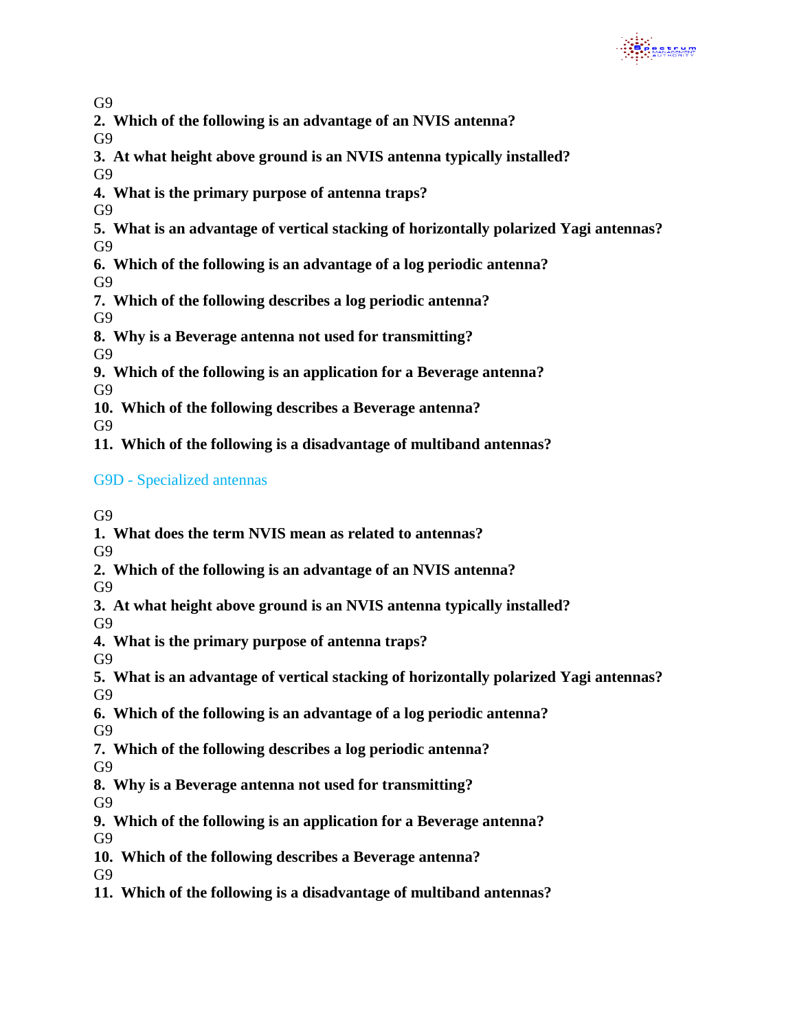G9

**2. Which of the following is an advantage of an NVIS antenna?**

G9

**3. At what height above ground is an NVIS antenna typically installed?**

G9

**4. What is the primary purpose of antenna traps?**

G9

**5. What is an advantage of vertical stacking of horizontally polarized Yagi antennas?**

G9

**6. Which of the following is an advantage of a log periodic antenna?**

G9

**7. Which of the following describes a log periodic antenna?**

G9

**8. Why is a Beverage antenna not used for transmitting?**

G9

**9. Which of the following is an application for a Beverage antenna?**

G9

**10. Which of the following describes a Beverage antenna?**

G9

**11. Which of the following is a disadvantage of multiband antennas?**

## G9D - Specialized antennas

G9

**1. What does the term NVIS mean as related to antennas?**

G9

**2. Which of the following is an advantage of an NVIS antenna?**

G9

**3. At what height above ground is an NVIS antenna typically installed?**

G9

**4. What is the primary purpose of antenna traps?**

G9

**5. What is an advantage of vertical stacking of horizontally polarized Yagi antennas?**

G9

**6. Which of the following is an advantage of a log periodic antenna?**

G9

**7. Which of the following describes a log periodic antenna?**

G9

**8. Why is a Beverage antenna not used for transmitting?**

G9

**9. Which of the following is an application for a Beverage antenna?**

G9

**10. Which of the following describes a Beverage antenna?**

G9

**11. Which of the following is a disadvantage of multiband antennas?**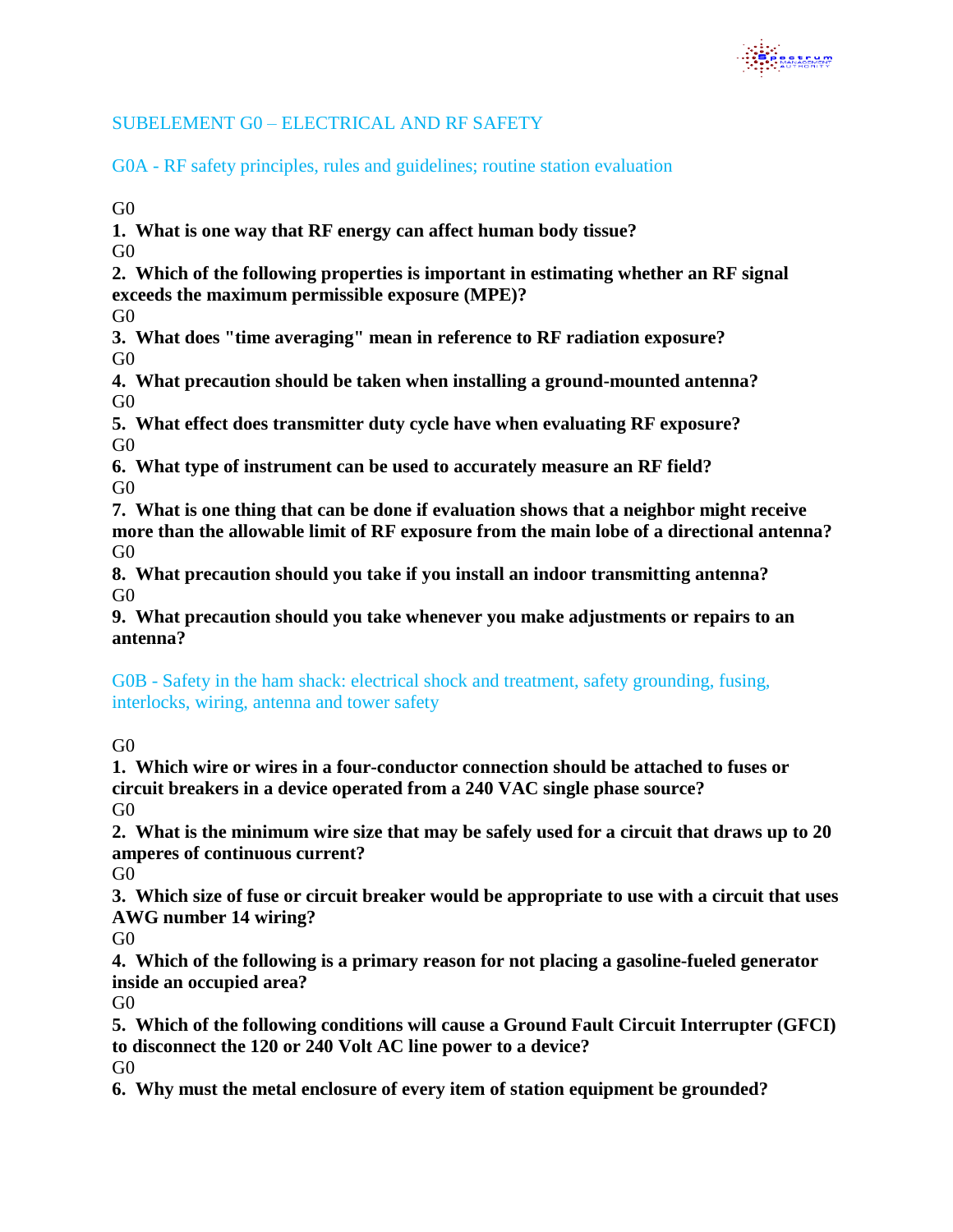## SUBELEMENT G0 – ELECTRICAL AND RF SAFETY

### G0A - RF safety principles, rules and guidelines; routine station evaluation

G0

**1. What is one way that RF energy can affect human body tissue?**

G0

**2. Which of the following properties is important in estimating whether an RF signal exceeds the maximum permissible exposure (MPE)?**

G0

**3. What does "time averaging" mean in reference to RF radiation exposure?**

G0

**4. What precaution should be taken when installing a ground-mounted antenna?**

G0

**5. What effect does transmitter duty cycle have when evaluating RF exposure?**

G0

**6. What type of instrument can be used to accurately measure an RF field?**

G0

**7. What is one thing that can be done if evaluation shows that a neighbor might receive more than the allowable limit of RF exposure from the main lobe of a directional antenna?**

G0

**8. What precaution should you take if you install an indoor transmitting antenna?**

G0

**9. What precaution should you take whenever you make adjustments or repairs to an antenna?**

### G0B - Safety in the ham shack: electrical shock and treatment, safety grounding, fusing, interlocks, wiring, antenna and tower safety

G0

**1. Which wire or wires in a four-conductor connection should be attached to fuses or circuit breakers in a device operated from a 240 VAC single phase source?**

G0

**2. What is the minimum wire size that may be safely used for a circuit that draws up to 20 amperes of continuous current?**

G0

**3. Which size of fuse or circuit breaker would be appropriate to use with a circuit that uses AWG number 14 wiring?**

G0

**4. Which of the following is a primary reason for not placing a gasoline-fueled generator inside an occupied area?**

G0

**5. Which of the following conditions will cause a Ground Fault Circuit Interrupter (GFCI) to disconnect the 120 or 240 Volt AC line power to a device?**

G0

**6. Why must the metal enclosure of every item of station equipment be grounded?**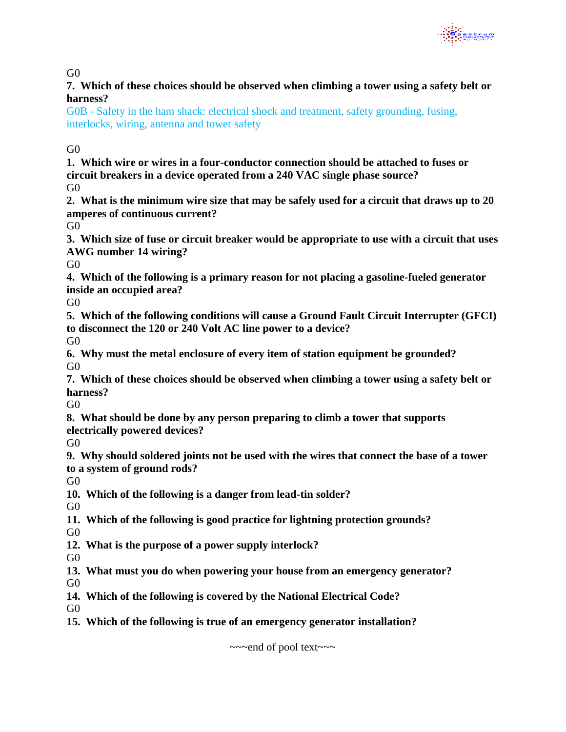G0

**7. Which of these choices should be observed when climbing a tower using a safety belt or harness?**

G0B - Safety in the ham shack: electrical shock and treatment, safety grounding, fusing, interlocks, wiring, antenna and tower safety

G0

**1. Which wire or wires in a four-conductor connection should be attached to fuses or circuit breakers in a device operated from a 240 VAC single phase source?**

G0

**2. What is the minimum wire size that may be safely used for a circuit that draws up to 20 amperes of continuous current?**

G0

**3. Which size of fuse or circuit breaker would be appropriate to use with a circuit that uses AWG number 14 wiring?**

G0

**4. Which of the following is a primary reason for not placing a gasoline-fueled generator inside an occupied area?**

G0

**5. Which of the following conditions will cause a Ground Fault Circuit Interrupter (GFCI) to disconnect the 120 or 240 Volt AC line power to a device?**

G0

**6. Why must the metal enclosure of every item of station equipment be grounded?**

G0

**7. Which of these choices should be observed when climbing a tower using a safety belt or harness?**

G0

**8. What should be done by any person preparing to climb a tower that supports electrically powered devices?**

G0

**9. Why should soldered joints not be used with the wires that connect the base of a tower to a system of ground rods?**

G0

**10. Which of the following is a danger from lead-tin solder?**

G0

**11. Which of the following is good practice for lightning protection grounds?**

G0

**12. What is the purpose of a power supply interlock?**

G0

**13. What must you do when powering your house from an emergency generator?**

G0

**14. Which of the following is covered by the National Electrical Code?**

G0

**15. Which of the following is true of an emergency generator installation?**

~~~end of pool text~~~